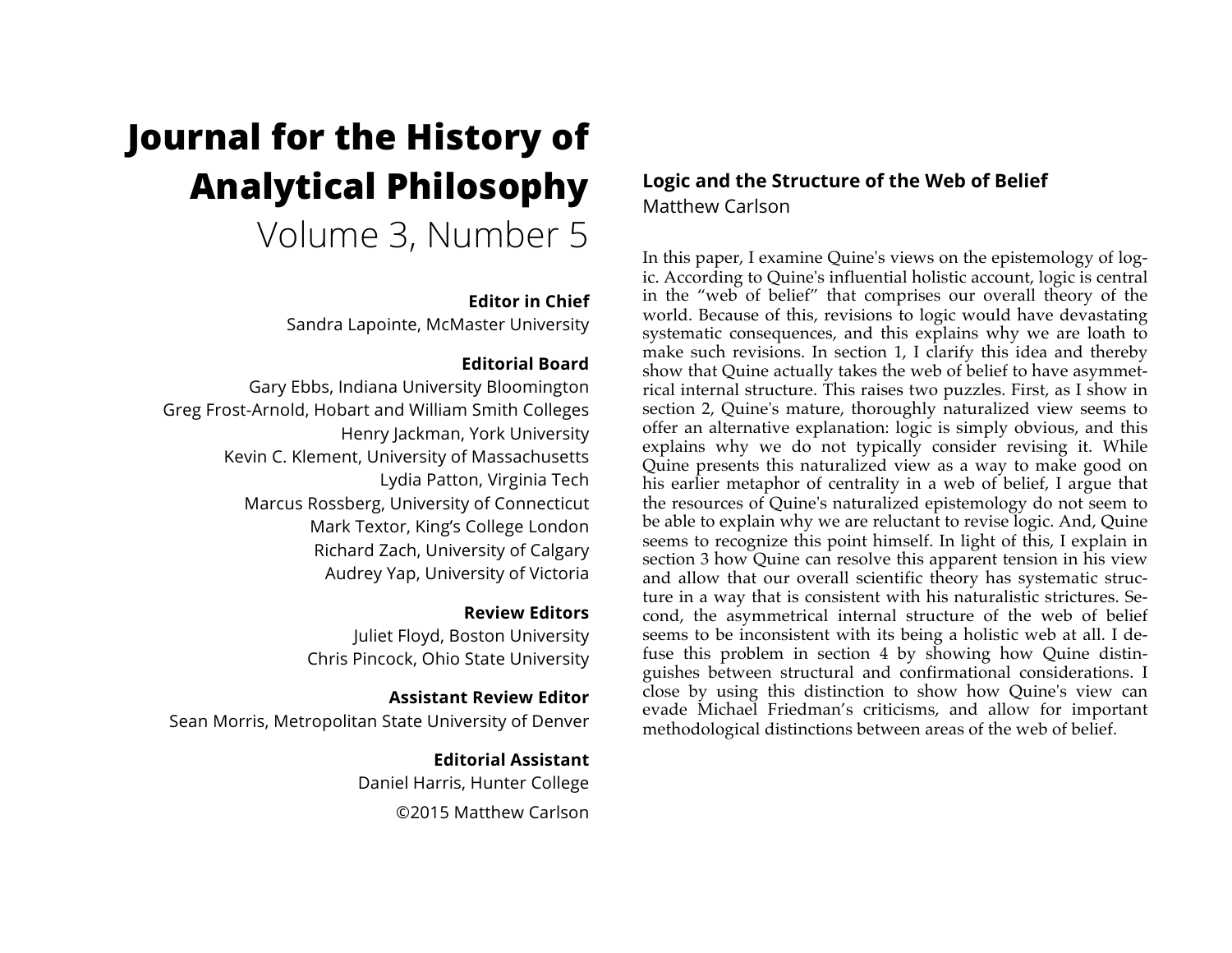# Journal for the History of Analytical Philosophy

Volume 3, Number 5

**Editor in Chief**
Sandra Lapointe, McMaster University

**Editorial Board**
Gary Ebbs, Indiana University Bloomington
Greg Frost-Arnold, Hobart and William Smith Colleges
Henry Jackman, York University
Kevin C. Klement, University of Massachusetts
Lydia Patton, Virginia Tech
Marcus Rossberg, University of Connecticut
Mark Textor, King's College London
Richard Zach, University of Calgary
Audrey Yap, University of Victoria

**Review Editors**
Juliet Floyd, Boston University
Chris Pincock, Ohio State University

**Assistant Review Editor**
Sean Morris, Metropolitan State University of Denver

**Editorial Assistant**
Daniel Harris, Hunter College

©2015 Matthew Carlson

## Logic and the Structure of the Web of Belief

Matthew Carlson

In this paper, I examine Quine's views on the epistemology of logic. According to Quine's influential holistic account, logic is central in the "web of belief" that comprises our overall theory of the world. Because of this, revisions to logic would have devastating systematic consequences, and this explains why we are loath to make such revisions. In section 1, I clarify this idea and thereby show that Quine actually takes the web of belief to have asymmetrical internal structure. This raises two puzzles. First, as I show in section 2, Quine's mature, thoroughly naturalized view seems to offer an alternative explanation: logic is simply obvious, and this explains why we do not typically consider revising it. While Quine presents this naturalized view as a way to make good on his earlier metaphor of centrality in a web of belief, I argue that the resources of Quine's naturalized epistemology do not seem to be able to explain why we are reluctant to revise logic. And, Quine seems to recognize this point himself. In light of this, I explain in section 3 how Quine can resolve this apparent tension in his view and allow that our overall scientific theory has systematic structure in a way that is consistent with his naturalistic strictures. Second, the asymmetrical internal structure of the web of belief seems to be inconsistent with its being a holistic web at all. I defuse this problem in section 4 by showing how Quine distinguishes between structural and confirmational considerations. I close by using this distinction to show how Quine's view can evade Michael Friedman's criticisms, and allow for important methodological distinctions between areas of the web of belief.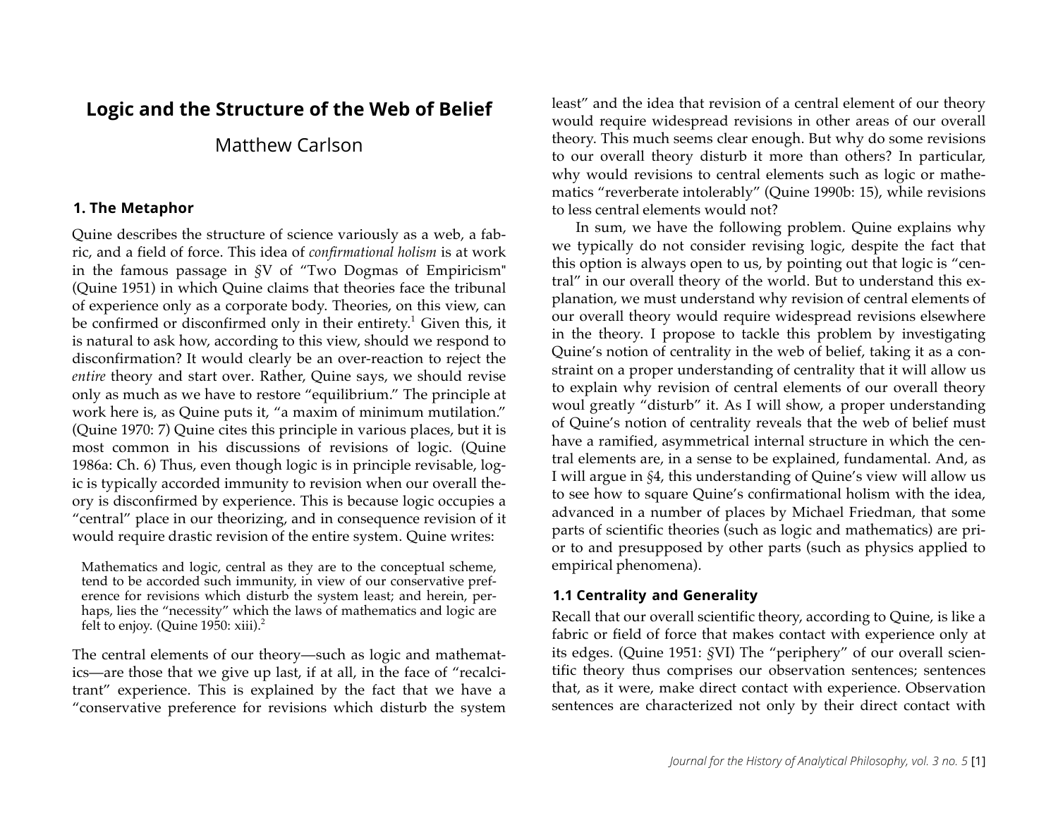# Logic and the Structure of the Web of Belief

Matthew Carlson

## 1. The Metaphor

Quine describes the structure of science variously as a web, a fabric, and a field of force. This idea of *confirmational holism* is at work in the famous passage in §V of "Two Dogmas of Empiricism" (Quine 1951) in which Quine claims that theories face the tribunal of experience only as a corporate body. Theories, on this view, can be confirmed or disconfirmed only in their entirety.[1] Given this, it is natural to ask how, according to this view, should we respond to disconfirmation? It would clearly be an over-reaction to reject the *entire* theory and start over. Rather, Quine says, we should revise only as much as we have to restore "equilibrium." The principle at work here is, as Quine puts it, "a maxim of minimum mutilation." (Quine 1970: 7) Quine cites this principle in various places, but it is most common in his discussions of revisions of logic. (Quine 1986a: Ch. 6) Thus, even though logic is in principle revisable, logic is typically accorded immunity to revision when our overall theory is disconfirmed by experience. This is because logic occupies a "central" place in our theorizing, and in consequence revision of it would require drastic revision of the entire system. Quine writes:

> Mathematics and logic, central as they are to the conceptual scheme, tend to be accorded such immunity, in view of our conservative preference for revisions which disturb the system least; and herein, perhaps, lies the "necessity" which the laws of mathematics and logic are felt to enjoy. (Quine 1950: xiii).[2]

The central elements of our theory—such as logic and mathematics—are those that we give up last, if at all, in the face of "recalcitrant" experience. This is explained by the fact that we have a "conservative preference for revisions which disturb the system least" and the idea that revision of a central element of our theory would require widespread revisions in other areas of our overall theory. This much seems clear enough. But why do some revisions to our overall theory disturb it more than others? In particular, why would revisions to central elements such as logic or mathematics "reverberate intolerably" (Quine 1990b: 15), while revisions to less central elements would not?

In sum, we have the following problem. Quine explains why we typically do not consider revising logic, despite the fact that this option is always open to us, by pointing out that logic is "central" in our overall theory of the world. But to understand this explanation, we must understand why revision of central elements of our overall theory would require widespread revisions elsewhere in the theory. I propose to tackle this problem by investigating Quine's notion of centrality in the web of belief, taking it as a constraint on a proper understanding of centrality that it will allow us to explain why revision of central elements of our overall theory woul greatly "disturb" it. As I will show, a proper understanding of Quine's notion of centrality reveals that the web of belief must have a ramified, asymmetrical internal structure in which the central elements are, in a sense to be explained, fundamental. And, as I will argue in §4, this understanding of Quine's view will allow us to see how to square Quine's confirmational holism with the idea, advanced in a number of places by Michael Friedman, that some parts of scientific theories (such as logic and mathematics) are prior to and presupposed by other parts (such as physics applied to empirical phenomena).

### 1.1 Centrality and Generality

Recall that our overall scientific theory, according to Quine, is like a fabric or field of force that makes contact with experience only at its edges. (Quine 1951: §VI) The "periphery" of our overall scientific theory thus comprises our observation sentences; sentences that, as it were, make direct contact with experience. Observation sentences are characterized not only by their direct contact with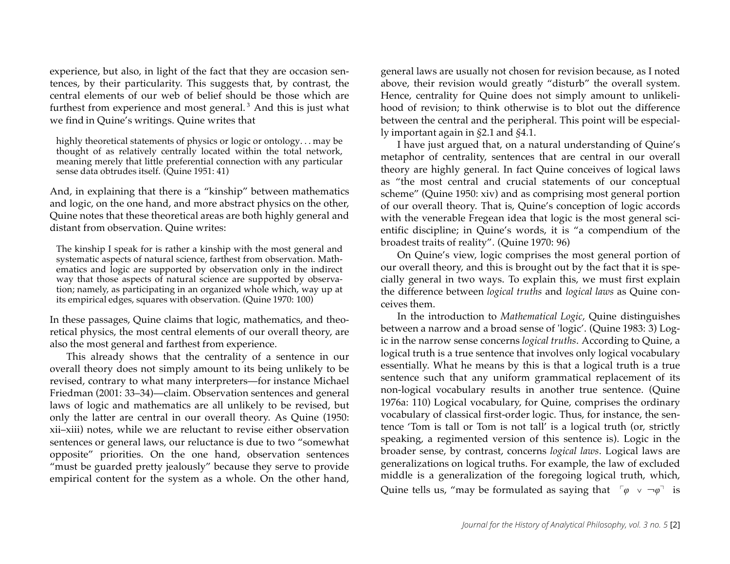experience, but also, in light of the fact that they are occasion sentences, by their particularity. This suggests that, by contrast, the central elements of our web of belief should be those which are furthest from experience and most general.[3] And this is just what we find in Quine's writings. Quine writes that

> highly theoretical statements of physics or logic or ontology. . . may be thought of as relatively centrally located within the total network, meaning merely that little preferential connection with any particular sense data obtrudes itself. (Quine 1951: 41)

And, in explaining that there is a "kinship" between mathematics and logic, on the one hand, and more abstract physics on the other, Quine notes that these theoretical areas are both highly general and distant from observation. Quine writes:

> The kinship I speak for is rather a kinship with the most general and systematic aspects of natural science, farthest from observation. Mathematics and logic are supported by observation only in the indirect way that those aspects of natural science are supported by observation; namely, as participating in an organized whole which, way up at its empirical edges, squares with observation. (Quine 1970: 100)

In these passages, Quine claims that logic, mathematics, and theoretical physics, the most central elements of our overall theory, are also the most general and farthest from experience.

This already shows that the centrality of a sentence in our overall theory does not simply amount to its being unlikely to be revised, contrary to what many interpreters—for instance Michael Friedman (2001: 33–34)—claim. Observation sentences and general laws of logic and mathematics are all unlikely to be revised, but only the latter are central in our overall theory. As Quine (1950: xii–xiii) notes, while we are reluctant to revise either observation sentences or general laws, our reluctance is due to two "somewhat opposite" priorities. On the one hand, observation sentences "must be guarded pretty jealously" because they serve to provide empirical content for the system as a whole. On the other hand, general laws are usually not chosen for revision because, as I noted above, their revision would greatly "disturb" the overall system. Hence, centrality for Quine does not simply amount to unlikelihood of revision; to think otherwise is to blot out the difference between the central and the peripheral. This point will be especially important again in §2.1 and §4.1.

I have just argued that, on a natural understanding of Quine's metaphor of centrality, sentences that are central in our overall theory are highly general. In fact Quine conceives of logical laws as "the most central and crucial statements of our conceptual scheme" (Quine 1950: xiv) and as comprising most general portion of our overall theory. That is, Quine's conception of logic accords with the venerable Fregean idea that logic is the most general scientific discipline; in Quine's words, it is "a compendium of the broadest traits of reality". (Quine 1970: 96)

On Quine's view, logic comprises the most general portion of our overall theory, and this is brought out by the fact that it is specially general in two ways. To explain this, we must first explain the difference between *logical truths* and *logical laws* as Quine conceives them.

In the introduction to *Mathematical Logic*, Quine distinguishes between a narrow and a broad sense of 'logic'. (Quine 1983: 3) Logic in the narrow sense concerns *logical truths*. According to Quine, a logical truth is a true sentence that involves only logical vocabulary essentially. What he means by this is that a logical truth is a true sentence such that any uniform grammatical replacement of its non-logical vocabulary results in another true sentence. (Quine 1976a: 110) Logical vocabulary, for Quine, comprises the ordinary vocabulary of classical first-order logic. Thus, for instance, the sentence 'Tom is tall or Tom is not tall' is a logical truth (or, strictly speaking, a regimented version of this sentence is). Logic in the broader sense, by contrast, concerns *logical laws*. Logical laws are generalizations on logical truths. For example, the law of excluded middle is a generalization of the foregoing logical truth, which, Quine tells us, "may be formulated as saying that $\ulcorner \varphi \vee \neg\varphi \urcorner$ is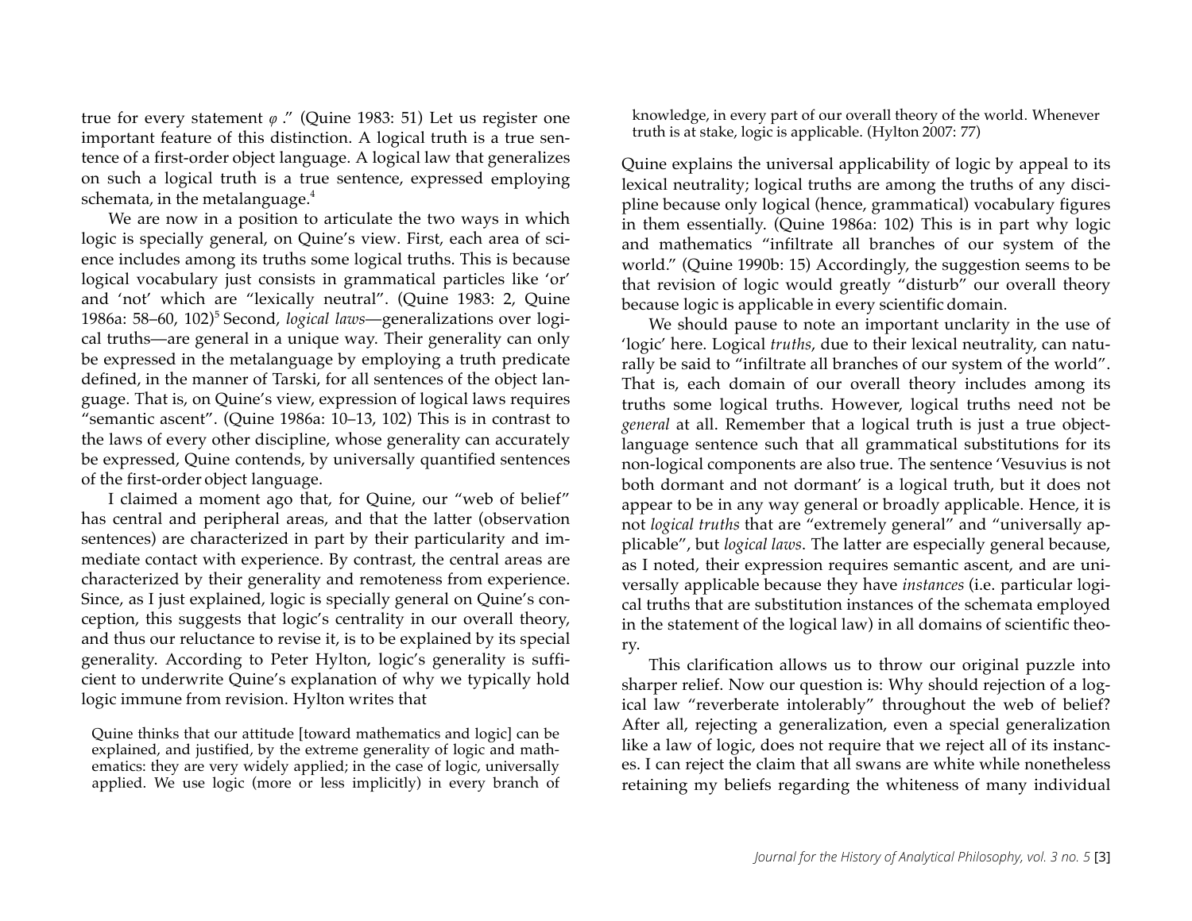true for every statement $\varphi$ ." (Quine 1983: 51) Let us register one important feature of this distinction. A logical truth is a true sentence of a first-order object language. A logical law that generalizes on such a logical truth is a true sentence, expressed employing schemata, in the metalanguage.[4]

We are now in a position to articulate the two ways in which logic is specially general, on Quine's view. First, each area of science includes among its truths some logical truths. This is because logical vocabulary just consists in grammatical particles like 'or' and 'not' which are "lexically neutral". (Quine 1983: 2, Quine 1986a: 58–60, 102)[5] Second, *logical laws*—generalizations over logical truths—are general in a unique way. Their generality can only be expressed in the metalanguage by employing a truth predicate defined, in the manner of Tarski, for all sentences of the object language. That is, on Quine's view, expression of logical laws requires "semantic ascent". (Quine 1986a: 10–13, 102) This is in contrast to the laws of every other discipline, whose generality can accurately be expressed, Quine contends, by universally quantified sentences of the first-order object language.

I claimed a moment ago that, for Quine, our "web of belief" has central and peripheral areas, and that the latter (observation sentences) are characterized in part by their particularity and immediate contact with experience. By contrast, the central areas are characterized by their generality and remoteness from experience. Since, as I just explained, logic is specially general on Quine's conception, this suggests that logic's centrality in our overall theory, and thus our reluctance to revise it, is to be explained by its special generality. According to Peter Hylton, logic's generality is sufficient to underwrite Quine's explanation of why we typically hold logic immune from revision. Hylton writes that

> Quine thinks that our attitude [toward mathematics and logic] can be explained, and justified, by the extreme generality of logic and mathematics: they are very widely applied; in the case of logic, universally applied. We use logic (more or less implicitly) in every branch of knowledge, in every part of our overall theory of the world. Whenever truth is at stake, logic is applicable. (Hylton 2007: 77)

Quine explains the universal applicability of logic by appeal to its lexical neutrality; logical truths are among the truths of any discipline because only logical (hence, grammatical) vocabulary figures in them essentially. (Quine 1986a: 102) This is in part why logic and mathematics "infiltrate all branches of our system of the world." (Quine 1990b: 15) Accordingly, the suggestion seems to be that revision of logic would greatly "disturb" our overall theory because logic is applicable in every scientific domain.

We should pause to note an important unclarity in the use of 'logic' here. Logical *truths*, due to their lexical neutrality, can naturally be said to "infiltrate all branches of our system of the world". That is, each domain of our overall theory includes among its truths some logical truths. However, logical truths need not be *general* at all. Remember that a logical truth is just a true object-language sentence such that all grammatical substitutions for its non-logical components are also true. The sentence 'Vesuvius is not both dormant and not dormant' is a logical truth, but it does not appear to be in any way general or broadly applicable. Hence, it is not *logical truths* that are "extremely general" and "universally applicable", but *logical laws*. The latter are especially general because, as I noted, their expression requires semantic ascent, and are universally applicable because they have *instances* (i.e. particular logical truths that are substitution instances of the schemata employed in the statement of the logical law) in all domains of scientific theory.

This clarification allows us to throw our original puzzle into sharper relief. Now our question is: Why should rejection of a logical law "reverberate intolerably" throughout the web of belief? After all, rejecting a generalization, even a special generalization like a law of logic, does not require that we reject all of its instances. I can reject the claim that all swans are white while nonetheless retaining my beliefs regarding the whiteness of many individual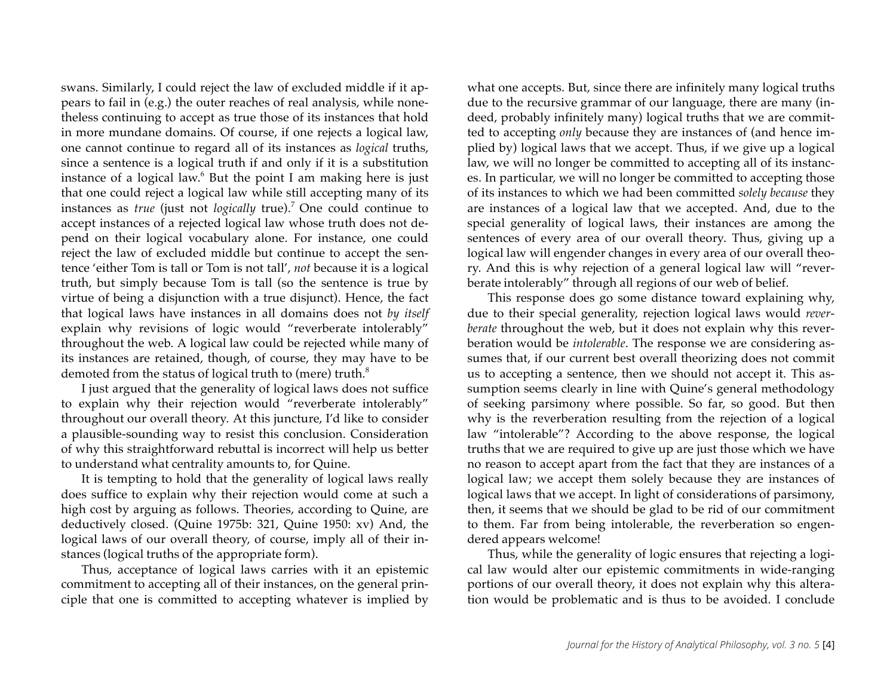swans. Similarly, I could reject the law of excluded middle if it appears to fail in (e.g.) the outer reaches of real analysis, while nonetheless continuing to accept as true those of its instances that hold in more mundane domains. Of course, if one rejects a logical law, one cannot continue to regard all of its instances as *logical* truths, since a sentence is a logical truth if and only if it is a substitution instance of a logical law.[6] But the point I am making here is just that one could reject a logical law while still accepting many of its instances as *true* (just not *logically* true).[7] One could continue to accept instances of a rejected logical law whose truth does not depend on their logical vocabulary alone. For instance, one could reject the law of excluded middle but continue to accept the sentence 'either Tom is tall or Tom is not tall', *not* because it is a logical truth, but simply because Tom is tall (so the sentence is true by virtue of being a disjunction with a true disjunct). Hence, the fact that logical laws have instances in all domains does not *by itself* explain why revisions of logic would "reverberate intolerably" throughout the web. A logical law could be rejected while many of its instances are retained, though, of course, they may have to be demoted from the status of logical truth to (mere) truth.[8]

I just argued that the generality of logical laws does not suffice to explain why their rejection would "reverberate intolerably" throughout our overall theory. At this juncture, I'd like to consider a plausible-sounding way to resist this conclusion. Consideration of why this straightforward rebuttal is incorrect will help us better to understand what centrality amounts to, for Quine.

It is tempting to hold that the generality of logical laws really does suffice to explain why their rejection would come at such a high cost by arguing as follows. Theories, according to Quine, are deductively closed. (Quine 1975b: 321, Quine 1950: xv) And, the logical laws of our overall theory, of course, imply all of their instances (logical truths of the appropriate form).

Thus, acceptance of logical laws carries with it an epistemic commitment to accepting all of their instances, on the general principle that one is committed to accepting whatever is implied by what one accepts. But, since there are infinitely many logical truths due to the recursive grammar of our language, there are many (indeed, probably infinitely many) logical truths that we are committed to accepting *only* because they are instances of (and hence implied by) logical laws that we accept. Thus, if we give up a logical law, we will no longer be committed to accepting all of its instances. In particular, we will no longer be committed to accepting those of its instances to which we had been committed *solely because* they are instances of a logical law that we accepted. And, due to the special generality of logical laws, their instances are among the sentences of every area of our overall theory. Thus, giving up a logical law will engender changes in every area of our overall theory. And this is why rejection of a general logical law will "reverberate intolerably" through all regions of our web of belief.

This response does go some distance toward explaining why, due to their special generality, rejection logical laws would *reverberate* throughout the web, but it does not explain why this reverberation would be *intolerable*. The response we are considering assumes that, if our current best overall theorizing does not commit us to accepting a sentence, then we should not accept it. This assumption seems clearly in line with Quine's general methodology of seeking parsimony where possible. So far, so good. But then why is the reverberation resulting from the rejection of a logical law "intolerable"? According to the above response, the logical truths that we are required to give up are just those which we have no reason to accept apart from the fact that they are instances of a logical law; we accept them solely because they are instances of logical laws that we accept. In light of considerations of parsimony, then, it seems that we should be glad to be rid of our commitment to them. Far from being intolerable, the reverberation so engendered appears welcome!

Thus, while the generality of logic ensures that rejecting a logical law would alter our epistemic commitments in wide-ranging portions of our overall theory, it does not explain why this alteration would be problematic and is thus to be avoided. I conclude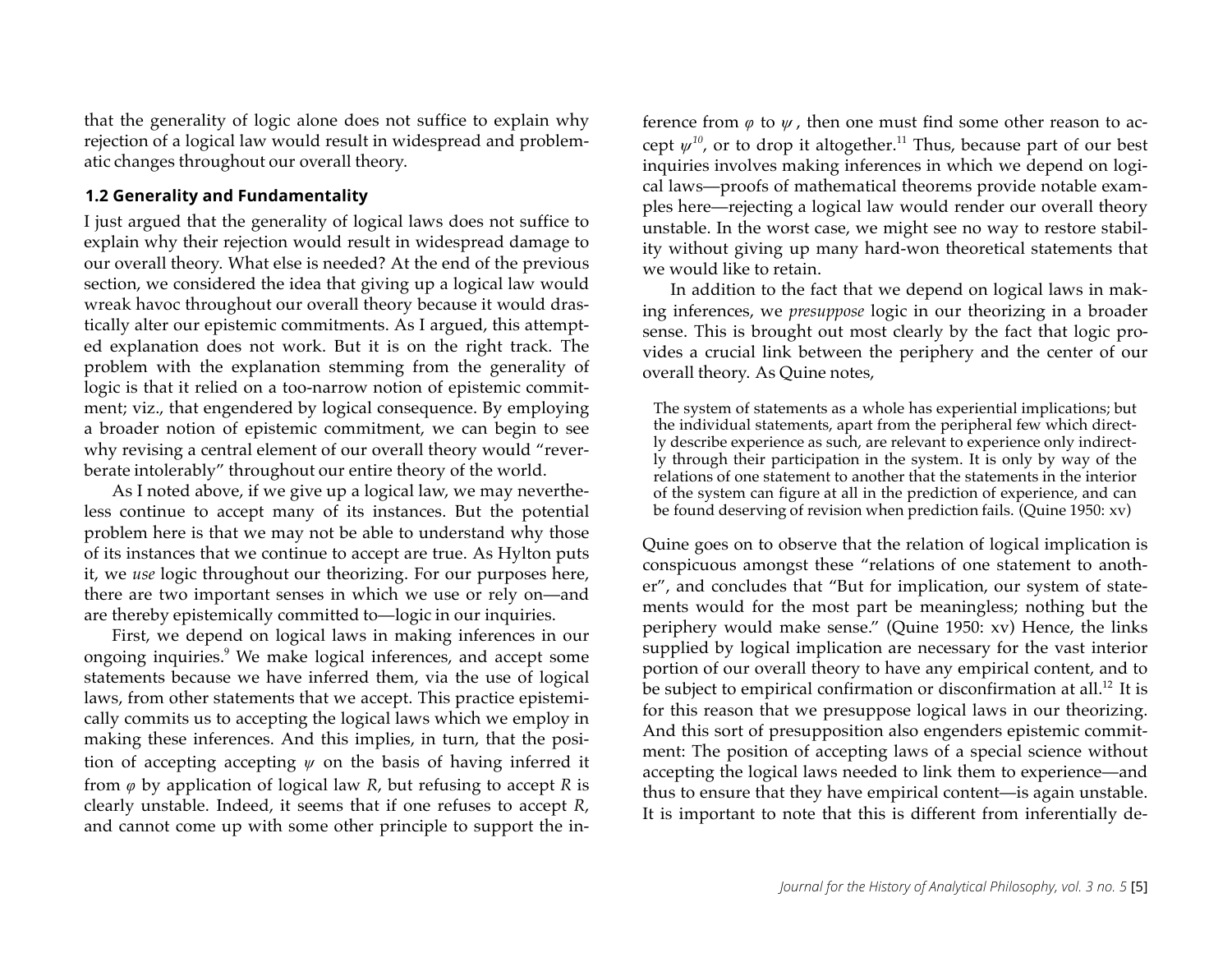that the generality of logic alone does not suffice to explain why rejection of a logical law would result in widespread and problematic changes throughout our overall theory.

### 1.2 Generality and Fundamentality

I just argued that the generality of logical laws does not suffice to explain why their rejection would result in widespread damage to our overall theory. What else is needed? At the end of the previous section, we considered the idea that giving up a logical law would wreak havoc throughout our overall theory because it would drastically alter our epistemic commitments. As I argued, this attempted explanation does not work. But it is on the right track. The problem with the explanation stemming from the generality of logic is that it relied on a too-narrow notion of epistemic commitment; viz., that engendered by logical consequence. By employing a broader notion of epistemic commitment, we can begin to see why revising a central element of our overall theory would "reverberate intolerably" throughout our entire theory of the world.

As I noted above, if we give up a logical law, we may nevertheless continue to accept many of its instances. But the potential problem here is that we may not be able to understand why those of its instances that we continue to accept are true. As Hylton puts it, we *use* logic throughout our theorizing. For our purposes here, there are two important senses in which we use or rely on—and are thereby epistemically committed to—logic in our inquiries.

First, we depend on logical laws in making inferences in our ongoing inquiries.[9] We make logical inferences, and accept some statements because we have inferred them, via the use of logical laws, from other statements that we accept. This practice epistemically commits us to accepting the logical laws which we employ in making these inferences. And this implies, in turn, that the position of accepting accepting $\psi$ on the basis of having inferred it from $\varphi$ by application of logical law $R$, but refusing to accept $R$ is clearly unstable. Indeed, it seems that if one refuses to accept $R$, and cannot come up with some other principle to support the inference from $\varphi$ to $\psi$, then one must find some other reason to accept $\psi$[10], or to drop it altogether.[11] Thus, because part of our best inquiries involves making inferences in which we depend on logical laws—proofs of mathematical theorems provide notable examples here—rejecting a logical law would render our overall theory unstable. In the worst case, we might see no way to restore stability without giving up many hard-won theoretical statements that we would like to retain.

In addition to the fact that we depend on logical laws in making inferences, we *presuppose* logic in our theorizing in a broader sense. This is brought out most clearly by the fact that logic provides a crucial link between the periphery and the center of our overall theory. As Quine notes,

> The system of statements as a whole has experiential implications; but the individual statements, apart from the peripheral few which directly describe experience as such, are relevant to experience only indirectly through their participation in the system. It is only by way of the relations of one statement to another that the statements in the interior of the system can figure at all in the prediction of experience, and can be found deserving of revision when prediction fails. (Quine 1950: xv)

Quine goes on to observe that the relation of logical implication is conspicuous amongst these "relations of one statement to another", and concludes that "But for implication, our system of statements would for the most part be meaningless; nothing but the periphery would make sense." (Quine 1950: xv) Hence, the links supplied by logical implication are necessary for the vast interior portion of our overall theory to have any empirical content, and to be subject to empirical confirmation or disconfirmation at all.[12] It is for this reason that we presuppose logical laws in our theorizing. And this sort of presupposition also engenders epistemic commitment: The position of accepting laws of a special science without accepting the logical laws needed to link them to experience—and thus to ensure that they have empirical content—is again unstable. It is important to note that this is different from inferentially de-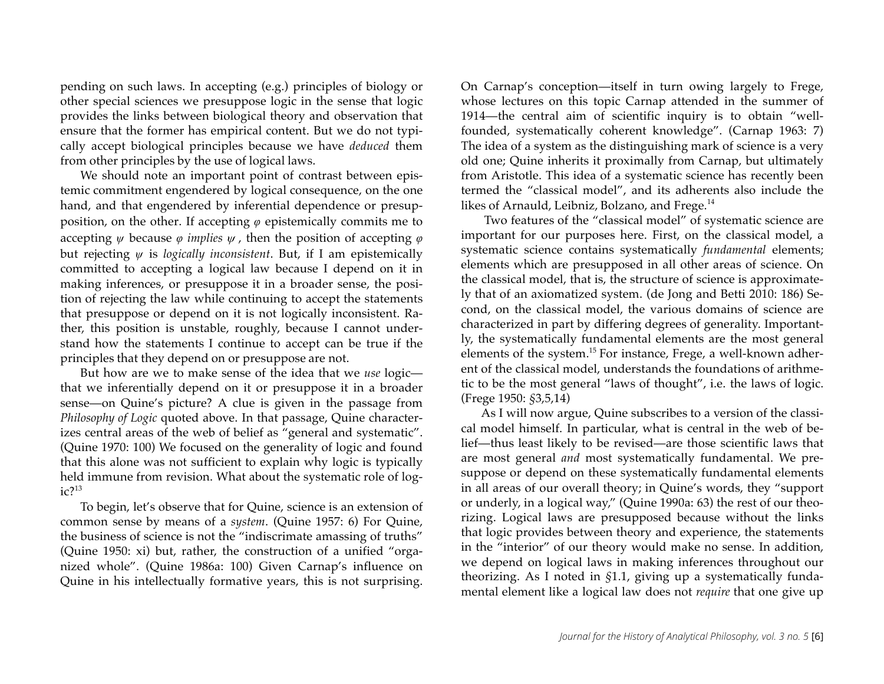pending on such laws. In accepting (e.g.) principles of biology or other special sciences we presuppose logic in the sense that logic provides the links between biological theory and observation that ensure that the former has empirical content. But we do not typically accept biological principles because we have *deduced* them from other principles by the use of logical laws.

We should note an important point of contrast between epistemic commitment engendered by logical consequence, on the one hand, and that engendered by inferential dependence or presupposition, on the other. If accepting $\varphi$ epistemically commits me to accepting $\psi$ because $\varphi$ *implies* $\psi$, then the position of accepting $\varphi$ but rejecting $\psi$ is *logically inconsistent*. But, if I am epistemically committed to accepting a logical law because I depend on it in making inferences, or presuppose it in a broader sense, the position of rejecting the law while continuing to accept the statements that presuppose or depend on it is not logically inconsistent. Rather, this position is unstable, roughly, because I cannot understand how the statements I continue to accept can be true if the principles that they depend on or presuppose are not.

But how are we to make sense of the idea that we *use* logic—that we inferentially depend on it or presuppose it in a broader sense—on Quine's picture? A clue is given in the passage from *Philosophy of Logic* quoted above. In that passage, Quine characterizes central areas of the web of belief as "general and systematic". (Quine 1970: 100) We focused on the generality of logic and found that this alone was not sufficient to explain why logic is typically held immune from revision. What about the systematic role of logic?[13]

To begin, let's observe that for Quine, science is an extension of common sense by means of a *system*. (Quine 1957: 6) For Quine, the business of science is not the "indiscrimate amassing of truths" (Quine 1950: xi) but, rather, the construction of a unified "organized whole". (Quine 1986a: 100) Given Carnap's influence on Quine in his intellectually formative years, this is not surprising. On Carnap's conception—itself in turn owing largely to Frege, whose lectures on this topic Carnap attended in the summer of 1914—the central aim of scientific inquiry is to obtain "well-founded, systematically coherent knowledge". (Carnap 1963: 7) The idea of a system as the distinguishing mark of science is a very old one; Quine inherits it proximally from Carnap, but ultimately from Aristotle. This idea of a systematic science has recently been termed the "classical model", and its adherents also include the likes of Arnauld, Leibniz, Bolzano, and Frege.[14]

Two features of the "classical model" of systematic science are important for our purposes here. First, on the classical model, a systematic science contains systematically *fundamental* elements; elements which are presupposed in all other areas of science. On the classical model, that is, the structure of science is approximately that of an axiomatized system. (de Jong and Betti 2010: 186) Second, on the classical model, the various domains of science are characterized in part by differing degrees of generality. Importantly, the systematically fundamental elements are the most general elements of the system.[15] For instance, Frege, a well-known adherent of the classical model, understands the foundations of arithmetic to be the most general "laws of thought", i.e. the laws of logic. (Frege 1950: §3,5,14)

As I will now argue, Quine subscribes to a version of the classical model himself. In particular, what is central in the web of belief—thus least likely to be revised—are those scientific laws that are most general *and* most systematically fundamental. We presuppose or depend on these systematically fundamental elements in all areas of our overall theory; in Quine's words, they "support or underly, in a logical way," (Quine 1990a: 63) the rest of our theorizing. Logical laws are presupposed because without the links that logic provides between theory and experience, the statements in the "interior" of our theory would make no sense. In addition, we depend on logical laws in making inferences throughout our theorizing. As I noted in §1.1, giving up a systematically fundamental element like a logical law does not *require* that one give up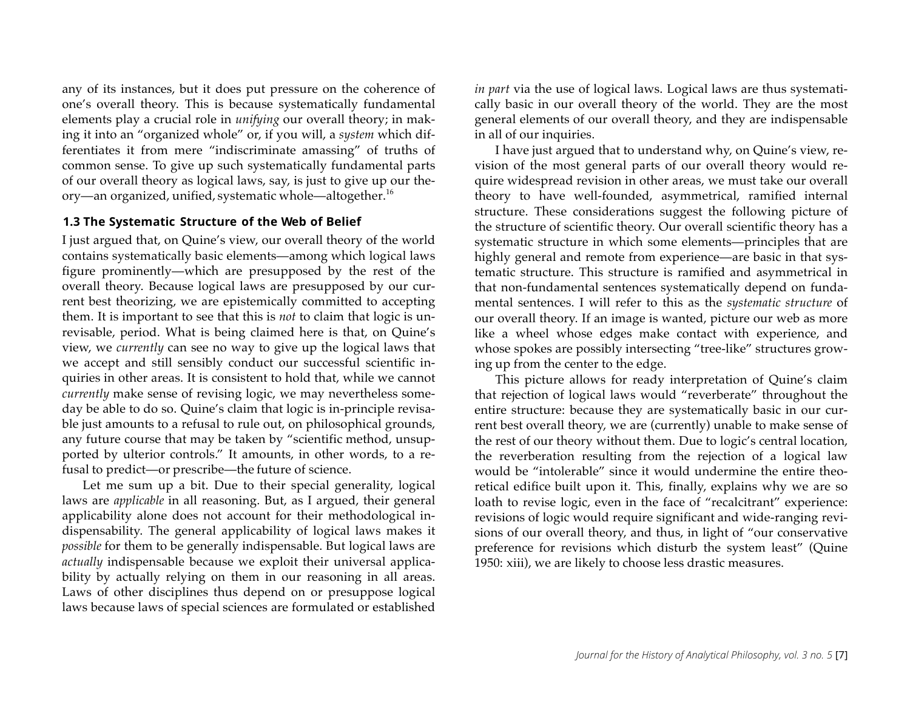any of its instances, but it does put pressure on the coherence of one's overall theory. This is because systematically fundamental elements play a crucial role in *unifying* our overall theory; in making it into an "organized whole" or, if you will, a *system* which differentiates it from mere "indiscriminate amassing" of truths of common sense. To give up such systematically fundamental parts of our overall theory as logical laws, say, is just to give up our theory—an organized, unified, systematic whole—altogether.[16]

### 1.3 The Systematic Structure of the Web of Belief

I just argued that, on Quine's view, our overall theory of the world contains systematically basic elements—among which logical laws figure prominently—which are presupposed by the rest of the overall theory. Because logical laws are presupposed by our current best theorizing, we are epistemically committed to accepting them. It is important to see that this is *not* to claim that logic is unrevisable, period. What is being claimed here is that, on Quine's view, we *currently* can see no way to give up the logical laws that we accept and still sensibly conduct our successful scientific inquiries in other areas. It is consistent to hold that, while we cannot *currently* make sense of revising logic, we may nevertheless someday be able to do so. Quine's claim that logic is in-principle revisable just amounts to a refusal to rule out, on philosophical grounds, any future course that may be taken by "scientific method, unsupported by ulterior controls." It amounts, in other words, to a refusal to predict—or prescribe—the future of science.

Let me sum up a bit. Due to their special generality, logical laws are *applicable* in all reasoning. But, as I argued, their general applicability alone does not account for their methodological indispensability. The general applicability of logical laws makes it *possible* for them to be generally indispensable. But logical laws are *actually* indispensable because we exploit their universal applicability by actually relying on them in our reasoning in all areas. Laws of other disciplines thus depend on or presuppose logical laws because laws of special sciences are formulated or established *in part* via the use of logical laws. Logical laws are thus systematically basic in our overall theory of the world. They are the most general elements of our overall theory, and they are indispensable in all of our inquiries.

I have just argued that to understand why, on Quine's view, revision of the most general parts of our overall theory would require widespread revision in other areas, we must take our overall theory to have well-founded, asymmetrical, ramified internal structure. These considerations suggest the following picture of the structure of scientific theory. Our overall scientific theory has a systematic structure in which some elements—principles that are highly general and remote from experience—are basic in that systematic structure. This structure is ramified and asymmetrical in that non-fundamental sentences systematically depend on fundamental sentences. I will refer to this as the *systematic structure* of our overall theory. If an image is wanted, picture our web as more like a wheel whose edges make contact with experience, and whose spokes are possibly intersecting "tree-like" structures growing up from the center to the edge.

This picture allows for ready interpretation of Quine's claim that rejection of logical laws would "reverberate" throughout the entire structure: because they are systematically basic in our current best overall theory, we are (currently) unable to make sense of the rest of our theory without them. Due to logic's central location, the reverberation resulting from the rejection of a logical law would be "intolerable" since it would undermine the entire theoretical edifice built upon it. This, finally, explains why we are so loath to revise logic, even in the face of "recalcitrant" experience: revisions of logic would require significant and wide-ranging revisions of our overall theory, and thus, in light of "our conservative preference for revisions which disturb the system least" (Quine 1950: xiii), we are likely to choose less drastic measures.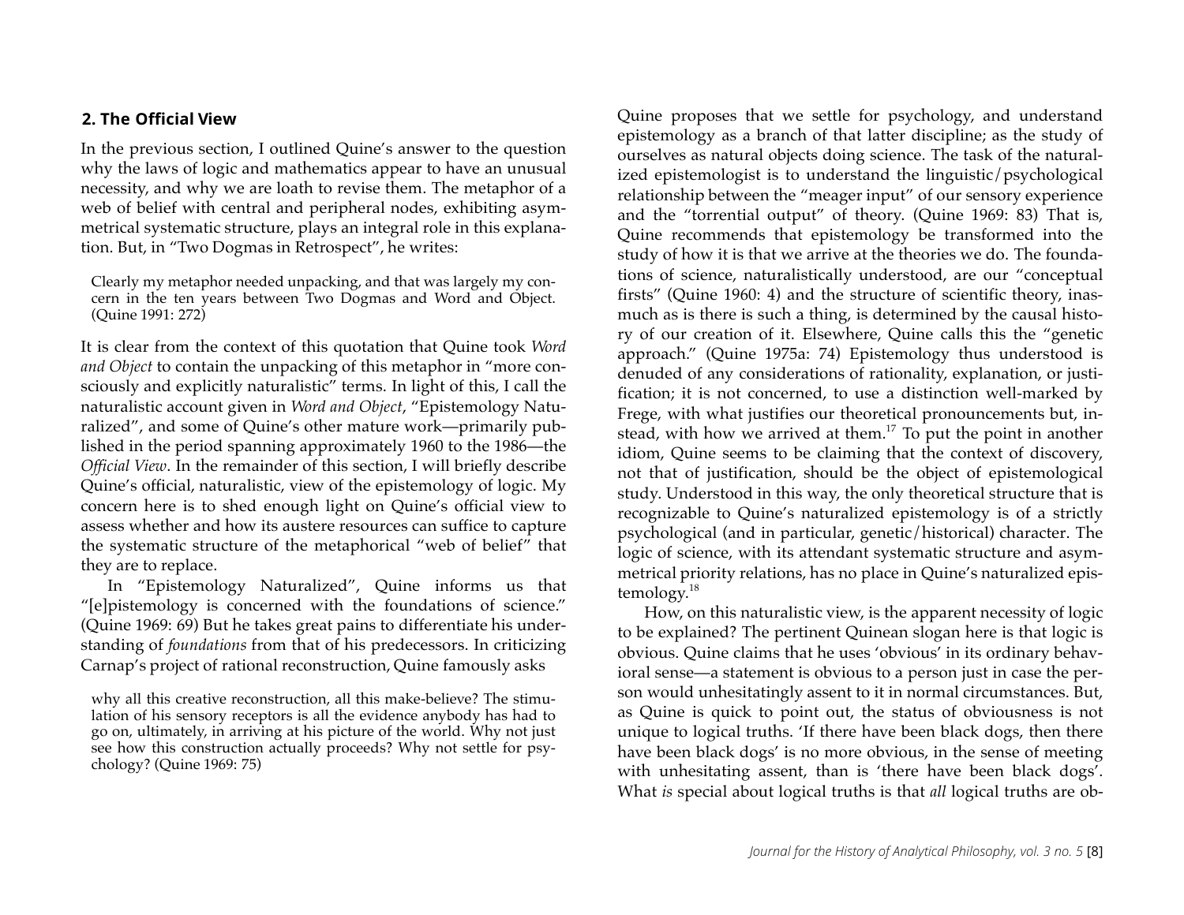## 2. The Official View

In the previous section, I outlined Quine's answer to the question why the laws of logic and mathematics appear to have an unusual necessity, and why we are loath to revise them. The metaphor of a web of belief with central and peripheral nodes, exhibiting asymmetrical systematic structure, plays an integral role in this explanation. But, in "Two Dogmas in Retrospect", he writes:

> Clearly my metaphor needed unpacking, and that was largely my concern in the ten years between Two Dogmas and Word and Object. (Quine 1991: 272)

It is clear from the context of this quotation that Quine took *Word and Object* to contain the unpacking of this metaphor in "more consciously and explicitly naturalistic" terms. In light of this, I call the naturalistic account given in *Word and Object*, "Epistemology Naturalized", and some of Quine's other mature work—primarily published in the period spanning approximately 1960 to the 1986—the *Official View*. In the remainder of this section, I will briefly describe Quine's official, naturalistic, view of the epistemology of logic. My concern here is to shed enough light on Quine's official view to assess whether and how its austere resources can suffice to capture the systematic structure of the metaphorical "web of belief" that they are to replace.

In "Epistemology Naturalized", Quine informs us that "[e]pistemology is concerned with the foundations of science." (Quine 1969: 69) But he takes great pains to differentiate his understanding of *foundations* from that of his predecessors. In criticizing Carnap's project of rational reconstruction, Quine famously asks

> why all this creative reconstruction, all this make-believe? The stimulation of his sensory receptors is all the evidence anybody has had to go on, ultimately, in arriving at his picture of the world. Why not just see how this construction actually proceeds? Why not settle for psychology? (Quine 1969: 75)

Quine proposes that we settle for psychology, and understand epistemology as a branch of that latter discipline; as the study of ourselves as natural objects doing science. The task of the naturalized epistemologist is to understand the linguistic/psychological relationship between the "meager input" of our sensory experience and the "torrential output" of theory. (Quine 1969: 83) That is, Quine recommends that epistemology be transformed into the study of how it is that we arrive at the theories we do. The foundations of science, naturalistically understood, are our "conceptual firsts" (Quine 1960: 4) and the structure of scientific theory, inasmuch as there is such a thing, is determined by the causal history of our creation of it. Elsewhere, Quine calls this the "genetic approach." (Quine 1975a: 74) Epistemology thus understood is denuded of any considerations of rationality, explanation, or justification; it is not concerned, to use a distinction well-marked by Frege, with what justifies our theoretical pronouncements but, instead, with how we arrived at them.[17] To put the point in another idiom, Quine seems to be claiming that the context of discovery, not that of justification, should be the object of epistemological study. Understood in this way, the only theoretical structure that is recognizable to Quine's naturalized epistemology is of a strictly psychological (and in particular, genetic/historical) character. The logic of science, with its attendant systematic structure and asymmetrical priority relations, has no place in Quine's naturalized epistemology.[18]

How, on this naturalistic view, is the apparent necessity of logic to be explained? The pertinent Quinean slogan here is that logic is obvious. Quine claims that he uses 'obvious' in its ordinary behavioral sense—a statement is obvious to a person just in case the person would unhesitatingly assent to it in normal circumstances. But, as Quine is quick to point out, the status of obviousness is not unique to logical truths. 'If there have been black dogs, then there have been black dogs' is no more obvious, in the sense of meeting with unhesitating assent, than is 'there have been black dogs'. What *is* special about logical truths is that *all* logical truths are ob-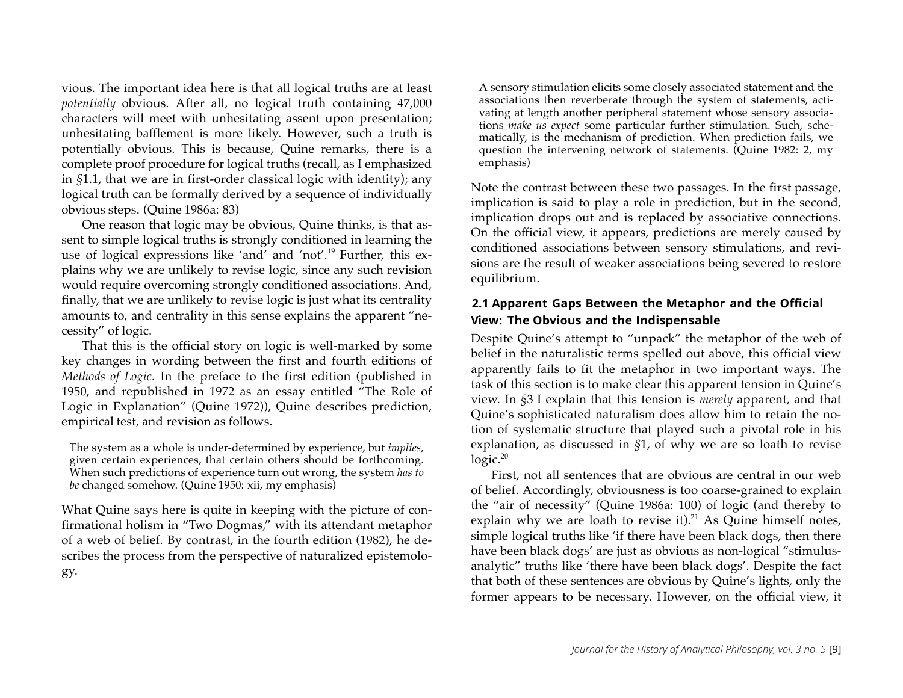vious. The important idea here is that all logical truths are at least *potentially* obvious. After all, no logical truth containing 47,000 characters will meet with unhesitating assent upon presentation; unhesitating bafflement is more likely. However, such a truth is potentially obvious. This is because, Quine remarks, there is a complete proof procedure for logical truths (recall, as I emphasized in §1.1, that we are in first-order classical logic with identity); any logical truth can be formally derived by a sequence of individually obvious steps. (Quine 1986a: 83)

One reason that logic may be obvious, Quine thinks, is that assent to simple logical truths is strongly conditioned in learning the use of logical expressions like 'and' and 'not'.[19] Further, this explains why we are unlikely to revise logic, since any such revision would require overcoming strongly conditioned associations. And, finally, that we are unlikely to revise logic is just what its centrality amounts to, and centrality in this sense explains the apparent "necessity" of logic.

That this is the official story on logic is well-marked by some key changes in wording between the first and fourth editions of *Methods of Logic*. In the preface to the first edition (published in 1950, and republished in 1972 as an essay entitled "The Role of Logic in Explanation" (Quine 1972)), Quine describes prediction, empirical test, and revision as follows.

> The system as a whole is under-determined by experience, but *implies*, given certain experiences, that certain others should be forthcoming. When such predictions of experience turn out wrong, the system *has to be* changed somehow. (Quine 1950: xii, my emphasis)

What Quine says here is quite in keeping with the picture of confirmational holism in "Two Dogmas," with its attendant metaphor of a web of belief. By contrast, in the fourth edition (1982), he describes the process from the perspective of naturalized epistemology.

> A sensory stimulation elicits some closely associated statement and the associations then reverberate through the system of statements, activating at length another peripheral statement whose sensory associations *make us expect* some particular further stimulation. Such, schematically, is the mechanism of prediction. When prediction fails, we question the intervening network of statements. (Quine 1982: 2, my emphasis)

Note the contrast between these two passages. In the first passage, implication is said to play a role in prediction, but in the second, implication drops out and is replaced by associative connections. On the official view, it appears, predictions are merely caused by conditioned associations between sensory stimulations, and revisions are the result of weaker associations being severed to restore equilibrium.

### 2.1 Apparent Gaps Between the Metaphor and the Official View: The Obvious and the Indispensable

Despite Quine's attempt to "unpack" the metaphor of the web of belief in the naturalistic terms spelled out above, this official view apparently fails to fit the metaphor in two important ways. The task of this section is to make clear this apparent tension in Quine's view. In §3 I explain that this tension is *merely* apparent, and that Quine's sophisticated naturalism does allow him to retain the notion of systematic structure that played such a pivotal role in his explanation, as discussed in §1, of why we are so loath to revise logic.[20]

First, not all sentences that are obvious are central in our web of belief. Accordingly, obviousness is too coarse-grained to explain the "air of necessity" (Quine 1986a: 100) of logic (and thereby to explain why we are loath to revise it).[21] As Quine himself notes, simple logical truths like 'if there have been black dogs, then there have been black dogs' are just as obvious as non-logical "stimulus-analytic" truths like 'there have been black dogs'. Despite the fact that both of these sentences are obvious by Quine's lights, only the former appears to be necessary. However, on the official view, it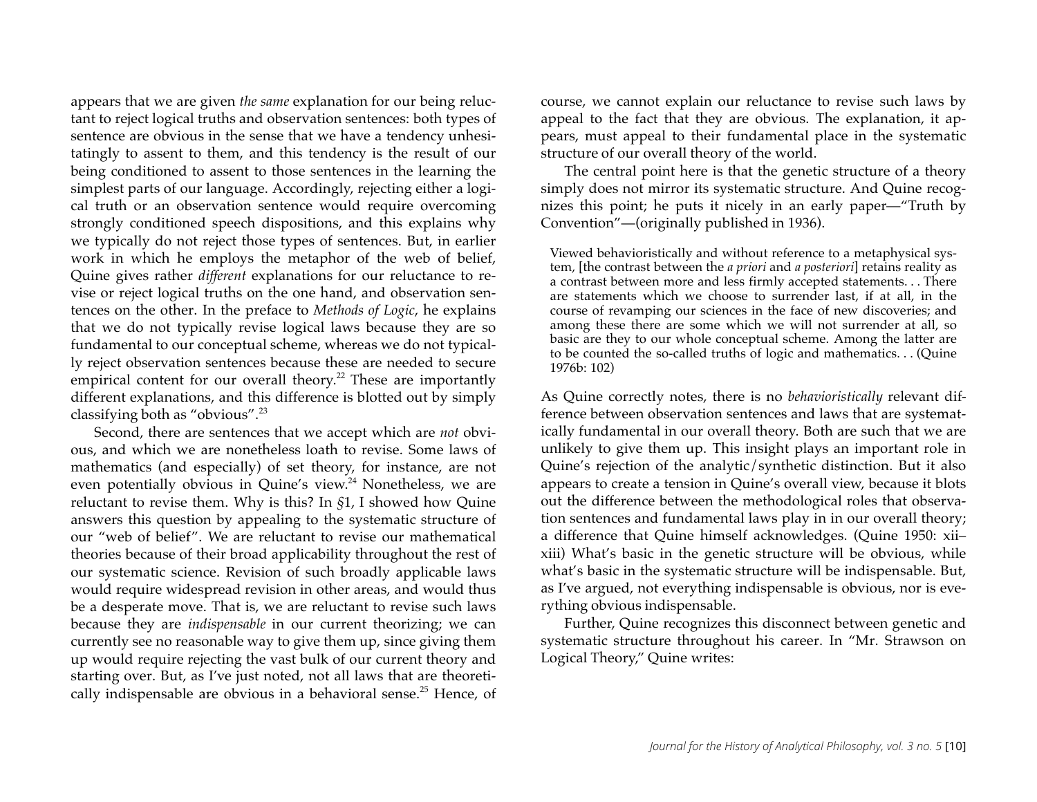appears that we are given *the same* explanation for our being reluctant to reject logical truths and observation sentences: both types of sentence are obvious in the sense that we have a tendency unhesitatingly to assent to them, and this tendency is the result of our being conditioned to assent to those sentences in the learning the simplest parts of our language. Accordingly, rejecting either a logical truth or an observation sentence would require overcoming strongly conditioned speech dispositions, and this explains why we typically do not reject those types of sentences. But, in earlier work in which he employs the metaphor of the web of belief, Quine gives rather *different* explanations for our reluctance to revise or reject logical truths on the one hand, and observation sentences on the other. In the preface to *Methods of Logic*, he explains that we do not typically revise logical laws because they are so fundamental to our conceptual scheme, whereas we do not typically reject observation sentences because these are needed to secure empirical content for our overall theory.[22] These are importantly different explanations, and this difference is blotted out by simply classifying both as "obvious".[23]

Second, there are sentences that we accept which are *not* obvious, and which we are nonetheless loath to revise. Some laws of mathematics (and especially) of set theory, for instance, are not even potentially obvious in Quine's view.[24] Nonetheless, we are reluctant to revise them. Why is this? In §1, I showed how Quine answers this question by appealing to the systematic structure of our "web of belief". We are reluctant to revise our mathematical theories because of their broad applicability throughout the rest of our systematic science. Revision of such broadly applicable laws would require widespread revision in other areas, and would thus be a desperate move. That is, we are reluctant to revise such laws because they are *indispensable* in our current theorizing; we can currently see no reasonable way to give them up, since giving them up would require rejecting the vast bulk of our current theory and starting over. But, as I've just noted, not all laws that are theoretically indispensable are obvious in a behavioral sense.[25] Hence, of course, we cannot explain our reluctance to revise such laws by appeal to the fact that they are obvious. The explanation, it appears, must appeal to their fundamental place in the systematic structure of our overall theory of the world.

The central point here is that the genetic structure of a theory simply does not mirror its systematic structure. And Quine recognizes this point; he puts it nicely in an early paper—"Truth by Convention"—(originally published in 1936).

> Viewed behavioristically and without reference to a metaphysical system, [the contrast between the *a priori* and *a posteriori*] retains reality as a contrast between more and less firmly accepted statements. . . There are statements which we choose to surrender last, if at all, in the course of revamping our sciences in the face of new discoveries; and among these there are some which we will not surrender at all, so basic are they to our whole conceptual scheme. Among the latter are to be counted the so-called truths of logic and mathematics. . . (Quine 1976b: 102)

As Quine correctly notes, there is no *behavioristically* relevant difference between observation sentences and laws that are systematically fundamental in our overall theory. Both are such that we are unlikely to give them up. This insight plays an important role in Quine's rejection of the analytic/synthetic distinction. But it also appears to create a tension in Quine's overall view, because it blots out the difference between the methodological roles that observation sentences and fundamental laws play in in our overall theory; a difference that Quine himself acknowledges. (Quine 1950: xii–xiii) What's basic in the genetic structure will be obvious, while what's basic in the systematic structure will be indispensable. But, as I've argued, not everything indispensable is obvious, nor is everything obvious indispensable.

Further, Quine recognizes this disconnect between genetic and systematic structure throughout his career. In "Mr. Strawson on Logical Theory," Quine writes: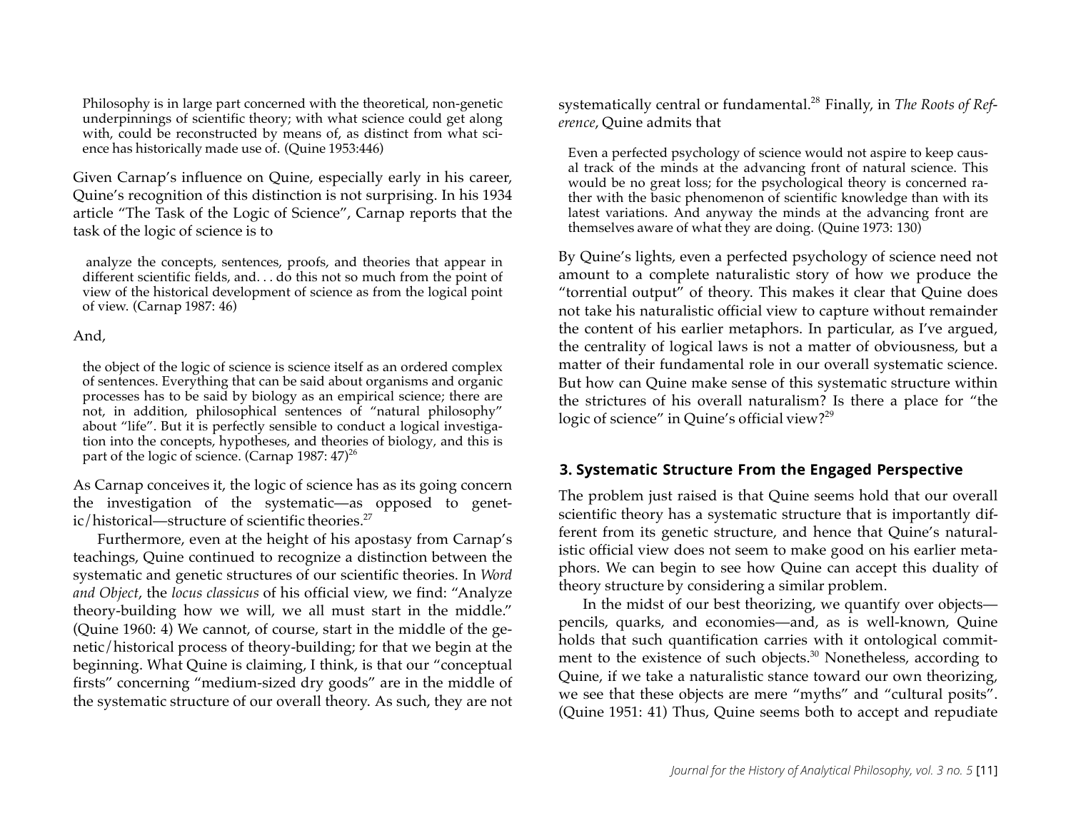> Philosophy is in large part concerned with the theoretical, non-genetic underpinnings of scientific theory; with what science could get along with, could be reconstructed by means of, as distinct from what science has historically made use of. (Quine 1953:446)

Given Carnap's influence on Quine, especially early in his career, Quine's recognition of this distinction is not surprising. In his 1934 article "The Task of the Logic of Science", Carnap reports that the task of the logic of science is to

> analyze the concepts, sentences, proofs, and theories that appear in different scientific fields, and. . . do this not so much from the point of view of the historical development of science as from the logical point of view. (Carnap 1987: 46)

And,

> the object of the logic of science is science itself as an ordered complex of sentences. Everything that can be said about organisms and organic processes has to be said by biology as an empirical science; there are not, in addition, philosophical sentences of "natural philosophy" about "life". But it is perfectly sensible to conduct a logical investigation into the concepts, hypotheses, and theories of biology, and this is part of the logic of science. (Carnap 1987: 47)[26]

As Carnap conceives it, the logic of science has as its going concern the investigation of the systematic—as opposed to genetic/historical—structure of scientific theories.[27]

Furthermore, even at the height of his apostasy from Carnap's teachings, Quine continued to recognize a distinction between the systematic and genetic structures of our scientific theories. In *Word and Object*, the *locus classicus* of his official view, we find: "Analyze theory-building how we will, we all must start in the middle." (Quine 1960: 4) We cannot, of course, start in the middle of the genetic/historical process of theory-building; for that we begin at the beginning. What Quine is claiming, I think, is that our "conceptual firsts" concerning "medium-sized dry goods" are in the middle of the systematic structure of our overall theory. As such, they are not systematically central or fundamental.[28] Finally, in *The Roots of Reference*, Quine admits that

> Even a perfected psychology of science would not aspire to keep causal track of the minds at the advancing front of natural science. This would be no great loss; for the psychological theory is concerned rather with the basic phenomenon of scientific knowledge than with its latest variations. And anyway the minds at the advancing front are themselves aware of what they are doing. (Quine 1973: 130)

By Quine's lights, even a perfected psychology of science need not amount to a complete naturalistic story of how we produce the "torrential output" of theory. This makes it clear that Quine does not take his naturalistic official view to capture without remainder the content of his earlier metaphors. In particular, as I've argued, the centrality of logical laws is not a matter of obviousness, but a matter of their fundamental role in our overall systematic science. But how can Quine make sense of this systematic structure within the strictures of his overall naturalism? Is there a place for "the logic of science" in Quine's official view?[29]

## 3. Systematic Structure From the Engaged Perspective

The problem just raised is that Quine seems hold that our overall scientific theory has a systematic structure that is importantly different from its genetic structure, and hence that Quine's naturalistic official view does not seem to make good on his earlier metaphors. We can begin to see how Quine can accept this duality of theory structure by considering a similar problem.

In the midst of our best theorizing, we quantify over objects—pencils, quarks, and economies—and, as is well-known, Quine holds that such quantification carries with it ontological commitment to the existence of such objects.[30] Nonetheless, according to Quine, if we take a naturalistic stance toward our own theorizing, we see that these objects are mere "myths" and "cultural posits". (Quine 1951: 41) Thus, Quine seems both to accept and repudiate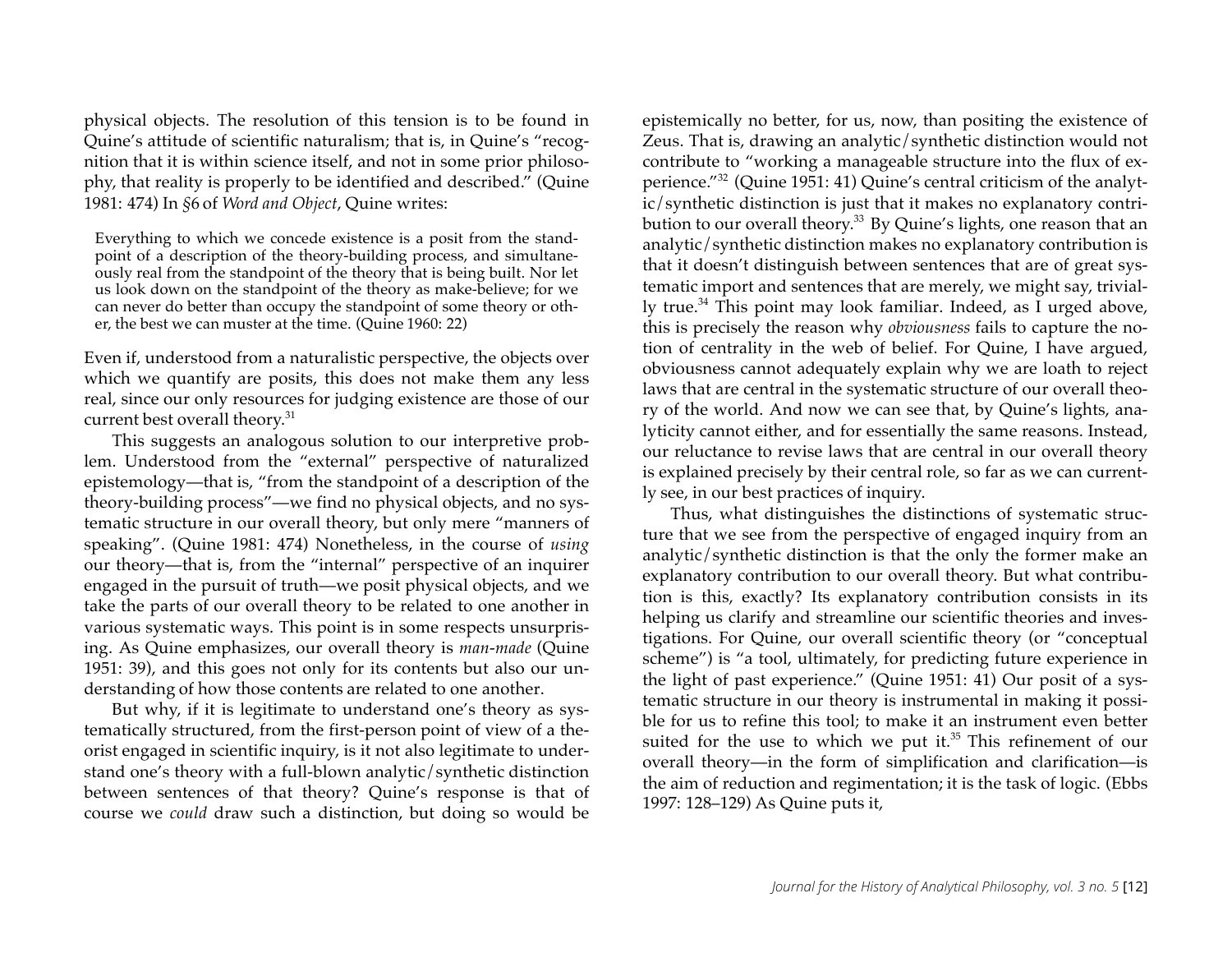physical objects. The resolution of this tension is to be found in Quine's attitude of scientific naturalism; that is, in Quine's "recognition that it is within science itself, and not in some prior philosophy, that reality is properly to be identified and described." (Quine 1981: 474) In §6 of *Word and Object*, Quine writes:

> Everything to which we concede existence is a posit from the standpoint of a description of the theory-building process, and simultaneously real from the standpoint of the theory that is being built. Nor let us look down on the standpoint of the theory as make-believe; for we can never do better than occupy the standpoint of some theory or other, the best we can muster at the time. (Quine 1960: 22)

Even if, understood from a naturalistic perspective, the objects over which we quantify are posits, this does not make them any less real, since our only resources for judging existence are those of our current best overall theory.[31]

This suggests an analogous solution to our interpretive problem. Understood from the "external" perspective of naturalized epistemology—that is, "from the standpoint of a description of the theory-building process"—we find no physical objects, and no systematic structure in our overall theory, but only mere "manners of speaking". (Quine 1981: 474) Nonetheless, in the course of *using* our theory—that is, from the "internal" perspective of an inquirer engaged in the pursuit of truth—we posit physical objects, and we take the parts of our overall theory to be related to one another in various systematic ways. This point is in some respects unsurprising. As Quine emphasizes, our overall theory is *man-made* (Quine 1951: 39), and this goes not only for its contents but also our understanding of how those contents are related to one another.

But why, if it is legitimate to understand one's theory as systematically structured, from the first-person point of view of a theorist engaged in scientific inquiry, is it not also legitimate to understand one's theory with a full-blown analytic/synthetic distinction between sentences of that theory? Quine's response is that of course we *could* draw such a distinction, but doing so would be epistemically no better, for us, now, than positing the existence of Zeus. That is, drawing an analytic/synthetic distinction would not contribute to "working a manageable structure into the flux of experience."[32] (Quine 1951: 41) Quine's central criticism of the analytic/synthetic distinction is just that it makes no explanatory contribution to our overall theory.[33] By Quine's lights, one reason that an analytic/synthetic distinction makes no explanatory contribution is that it doesn't distinguish between sentences that are of great systematic import and sentences that are merely, we might say, trivially true.[34] This point may look familiar. Indeed, as I urged above, this is precisely the reason why *obviousness* fails to capture the notion of centrality in the web of belief. For Quine, I have argued, obviousness cannot adequately explain why we are loath to reject laws that are central in the systematic structure of our overall theory of the world. And now we can see that, by Quine's lights, analyticity cannot either, and for essentially the same reasons. Instead, our reluctance to revise laws that are central in our overall theory is explained precisely by their central role, so far as we can currently see, in our best practices of inquiry.

Thus, what distinguishes the distinctions of systematic structure that we see from the perspective of engaged inquiry from an analytic/synthetic distinction is that the only the former make an explanatory contribution to our overall theory. But what contribution is this, exactly? Its explanatory contribution consists in its helping us clarify and streamline our scientific theories and investigations. For Quine, our overall scientific theory (or "conceptual scheme") is "a tool, ultimately, for predicting future experience in the light of past experience." (Quine 1951: 41) Our posit of a systematic structure in our theory is instrumental in making it possible for us to refine this tool; to make it an instrument even better suited for the use to which we put it.[35] This refinement of our overall theory—in the form of simplification and clarification—is the aim of reduction and regimentation; it is the task of logic. (Ebbs 1997: 128–129) As Quine puts it,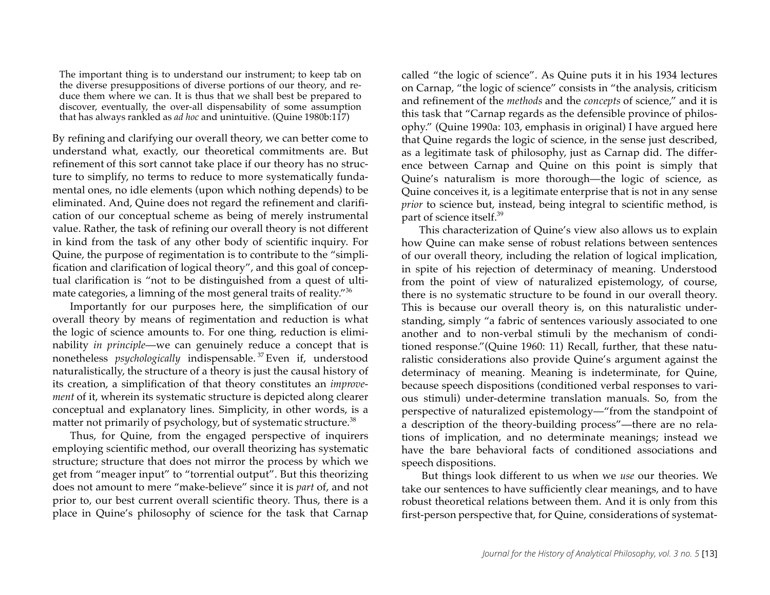> The important thing is to understand our instrument; to keep tab on the diverse presuppositions of diverse portions of our theory, and reduce them where we can. It is thus that we shall best be prepared to discover, eventually, the over-all dispensability of some assumption that has always rankled as *ad hoc* and unintuitive. (Quine 1980b:117)

By refining and clarifying our overall theory, we can better come to understand what, exactly, our theoretical commitments are. But refinement of this sort cannot take place if our theory has no structure to simplify, no terms to reduce to more systematically fundamental ones, no idle elements (upon which nothing depends) to be eliminated. And, Quine does not regard the refinement and clarification of our conceptual scheme as being of merely instrumental value. Rather, the task of refining our overall theory is not different in kind from the task of any other body of scientific inquiry. For Quine, the purpose of regimentation is to contribute to the "simplification and clarification of logical theory", and this goal of conceptual clarification is "not to be distinguished from a quest of ultimate categories, a limning of the most general traits of reality."[36]

Importantly for our purposes here, the simplification of our overall theory by means of regimentation and reduction is what the logic of science amounts to. For one thing, reduction is eliminability *in principle*—we can genuinely reduce a concept that is nonetheless *psychologically* indispensable.[37] Even if, understood naturalistically, the structure of a theory is just the causal history of its creation, a simplification of that theory constitutes an *improvement* of it, wherein its systematic structure is depicted along clearer conceptual and explanatory lines. Simplicity, in other words, is a matter not primarily of psychology, but of systematic structure.[38]

Thus, for Quine, from the engaged perspective of inquirers employing scientific method, our overall theorizing has systematic structure; structure that does not mirror the process by which we get from "meager input" to "torrential output". But this theorizing does not amount to mere "make-believe" since it is *part* of, and not prior to, our best current overall scientific theory. Thus, there is a place in Quine's philosophy of science for the task that Carnap called "the logic of science". As Quine puts it in his 1934 lectures on Carnap, "the logic of science" consists in "the analysis, criticism and refinement of the *methods* and the *concepts* of science," and it is this task that "Carnap regards as the defensible province of philosophy." (Quine 1990a: 103, emphasis in original) I have argued here that Quine regards the logic of science, in the sense just described, as a legitimate task of philosophy, just as Carnap did. The difference between Carnap and Quine on this point is simply that Quine's naturalism is more thorough—the logic of science, as Quine conceives it, is a legitimate enterprise that is not in any sense *prior* to science but, instead, being integral to scientific method, is part of science itself.[39]

This characterization of Quine's view also allows us to explain how Quine can make sense of robust relations between sentences of our overall theory, including the relation of logical implication, in spite of his rejection of determinacy of meaning. Understood from the point of view of naturalized epistemology, of course, there is no systematic structure to be found in our overall theory. This is because our overall theory is, on this naturalistic understanding, simply "a fabric of sentences variously associated to one another and to non-verbal stimuli by the mechanism of conditioned response."(Quine 1960: 11) Recall, further, that these naturalistic considerations also provide Quine's argument against the determinacy of meaning. Meaning is indeterminate, for Quine, because speech dispositions (conditioned verbal responses to various stimuli) under-determine translation manuals. So, from the perspective of naturalized epistemology—"from the standpoint of a description of the theory-building process"—there are no relations of implication, and no determinate meanings; instead we have the bare behavioral facts of conditioned associations and speech dispositions.

But things look different to us when we *use* our theories. We take our sentences to have sufficiently clear meanings, and to have robust theoretical relations between them. And it is only from this first-person perspective that, for Quine, considerations of systemat-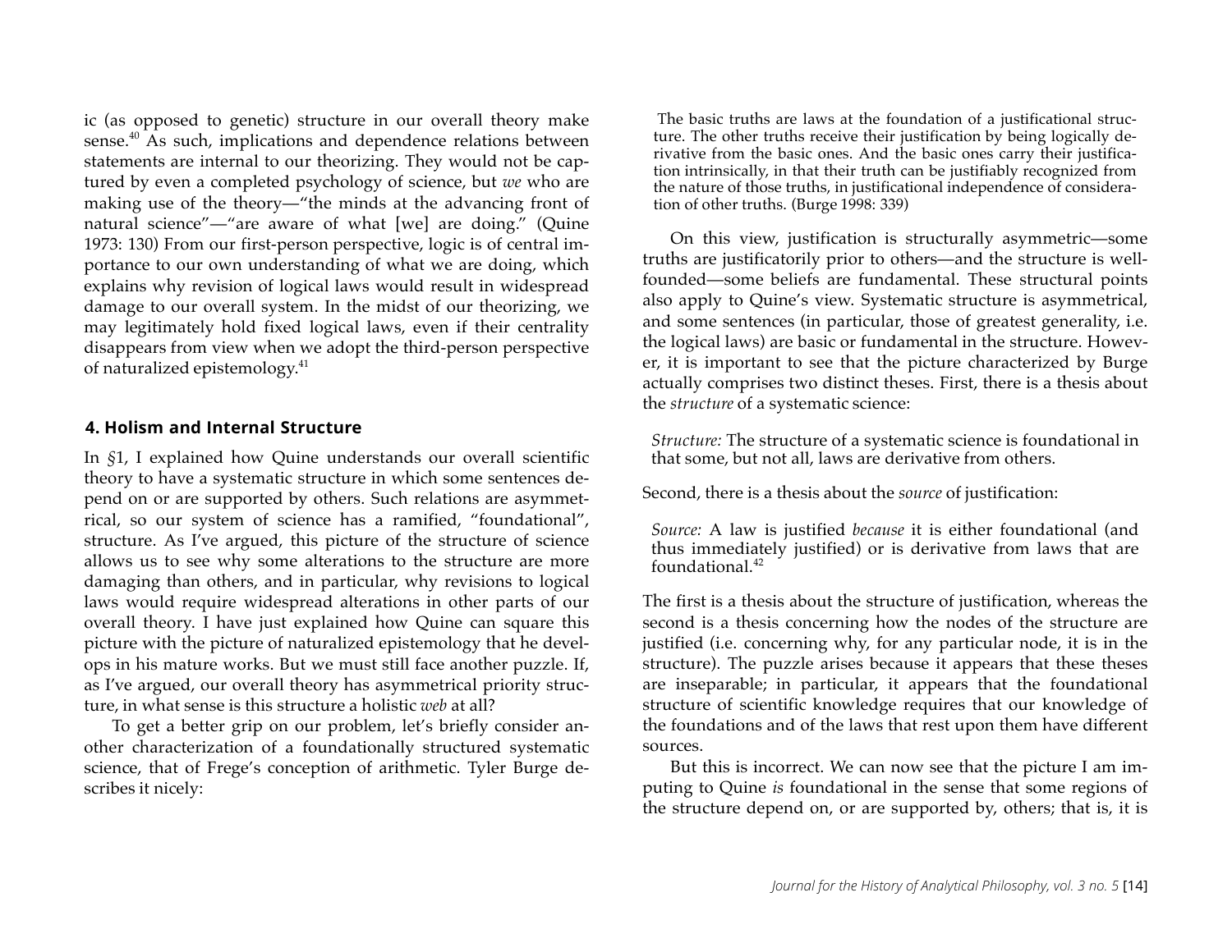ic (as opposed to genetic) structure in our overall theory make sense.[40] As such, implications and dependence relations between statements are internal to our theorizing. They would not be captured by even a completed psychology of science, but *we* who are making use of the theory—"the minds at the advancing front of natural science"—"are aware of what [we] are doing." (Quine 1973: 130) From our first-person perspective, logic is of central importance to our own understanding of what we are doing, which explains why revision of logical laws would result in widespread damage to our overall system. In the midst of our theorizing, we may legitimately hold fixed logical laws, even if their centrality disappears from view when we adopt the third-person perspective of naturalized epistemology.[41]

## 4. Holism and Internal Structure

In §1, I explained how Quine understands our overall scientific theory to have a systematic structure in which some sentences depend on or are supported by others. Such relations are asymmetrical, so our system of science has a ramified, "foundational", structure. As I've argued, this picture of the structure of science allows us to see why some alterations to the structure are more damaging than others, and in particular, why revisions to logical laws would require widespread alterations in other parts of our overall theory. I have just explained how Quine can square this picture with the picture of naturalized epistemology that he develops in his mature works. But we must still face another puzzle. If, as I've argued, our overall theory has asymmetrical priority structure, in what sense is this structure a holistic *web* at all?

To get a better grip on our problem, let's briefly consider another characterization of a foundationally structured systematic science, that of Frege's conception of arithmetic. Tyler Burge describes it nicely:

> The basic truths are laws at the foundation of a justificational structure. The other truths receive their justification by being logically derivative from the basic ones. And the basic ones carry their justification intrinsically, in that their truth can be justifiably recognized from the nature of those truths, in justificational independence of consideration of other truths. (Burge 1998: 339)

On this view, justification is structurally asymmetric—some truths are justificatorily prior to others—and the structure is well-founded—some beliefs are fundamental. These structural points also apply to Quine's view. Systematic structure is asymmetrical, and some sentences (in particular, those of greatest generality, i.e. the logical laws) are basic or fundamental in the structure. However, it is important to see that the picture characterized by Burge actually comprises two distinct theses. First, there is a thesis about the *structure* of a systematic science:

> *Structure:* The structure of a systematic science is foundational in that some, but not all, laws are derivative from others.

Second, there is a thesis about the *source* of justification:

> *Source:* A law is justified *because* it is either foundational (and thus immediately justified) or is derivative from laws that are foundational.[42]

The first is a thesis about the structure of justification, whereas the second is a thesis concerning how the nodes of the structure are justified (i.e. concerning why, for any particular node, it is in the structure). The puzzle arises because it appears that these theses are inseparable; in particular, it appears that the foundational structure of scientific knowledge requires that our knowledge of the foundations and of the laws that rest upon them have different sources.

But this is incorrect. We can now see that the picture I am imputing to Quine *is* foundational in the sense that some regions of the structure depend on, or are supported by, others; that is, it is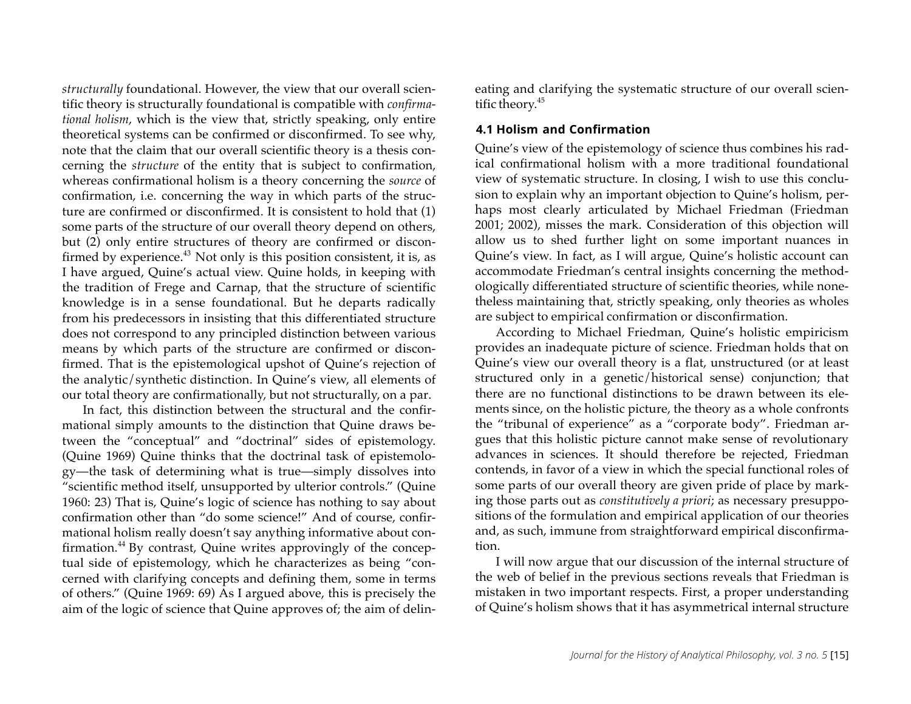*structurally* foundational. However, the view that our overall scientific theory is structurally foundational is compatible with *confirmational holism*, which is the view that, strictly speaking, only entire theoretical systems can be confirmed or disconfirmed. To see why, note that the claim that our overall scientific theory is a thesis concerning the *structure* of the entity that is subject to confirmation, whereas confirmational holism is a theory concerning the *source* of confirmation, i.e. concerning the way in which parts of the structure are confirmed or disconfirmed. It is consistent to hold that (1) some parts of the structure of our overall theory depend on others, but (2) only entire structures of theory are confirmed or disconfirmed by experience.[43] Not only is this position consistent, it is, as I have argued, Quine's actual view. Quine holds, in keeping with the tradition of Frege and Carnap, that the structure of scientific knowledge is in a sense foundational. But he departs radically from his predecessors in insisting that this differentiated structure does not correspond to any principled distinction between various means by which parts of the structure are confirmed or disconfirmed. That is the epistemological upshot of Quine's rejection of the analytic/synthetic distinction. In Quine's view, all elements of our total theory are confirmationally, but not structurally, on a par.

In fact, this distinction between the structural and the confirmational simply amounts to the distinction that Quine draws between the "conceptual" and "doctrinal" sides of epistemology. (Quine 1969) Quine thinks that the doctrinal task of epistemology—the task of determining what is true—simply dissolves into "scientific method itself, unsupported by ulterior controls." (Quine 1960: 23) That is, Quine's logic of science has nothing to say about confirmation other than "do some science!" And of course, confirmational holism really doesn't say anything informative about confirmation.[44] By contrast, Quine writes approvingly of the conceptual side of epistemology, which he characterizes as being "concerned with clarifying concepts and defining them, some in terms of others." (Quine 1969: 69) As I argued above, this is precisely the aim of the logic of science that Quine approves of; the aim of delineating and clarifying the systematic structure of our overall scientific theory.[45]

### 4.1 Holism and Confirmation

Quine's view of the epistemology of science thus combines his radical confirmational holism with a more traditional foundational view of systematic structure. In closing, I wish to use this conclusion to explain why an important objection to Quine's holism, perhaps most clearly articulated by Michael Friedman (Friedman 2001; 2002), misses the mark. Consideration of this objection will allow us to shed further light on some important nuances in Quine's view. In fact, as I will argue, Quine's holistic account can accommodate Friedman's central insights concerning the methodologically differentiated structure of scientific theories, while nonetheless maintaining that, strictly speaking, only theories as wholes are subject to empirical confirmation or disconfirmation.

According to Michael Friedman, Quine's holistic empiricism provides an inadequate picture of science. Friedman holds that on Quine's view our overall theory is a flat, unstructured (or at least structured only in a genetic/historical sense) conjunction; that there are no functional distinctions to be drawn between its elements since, on the holistic picture, the theory as a whole confronts the "tribunal of experience" as a "corporate body". Friedman argues that this holistic picture cannot make sense of revolutionary advances in sciences. It should therefore be rejected, Friedman contends, in favor of a view in which the special functional roles of some parts of our overall theory are given pride of place by marking those parts out as *constitutively a priori*; as necessary presuppositions of the formulation and empirical application of our theories and, as such, immune from straightforward empirical disconfirmation.

I will now argue that our discussion of the internal structure of the web of belief in the previous sections reveals that Friedman is mistaken in two important respects. First, a proper understanding of Quine's holism shows that it has asymmetrical internal structure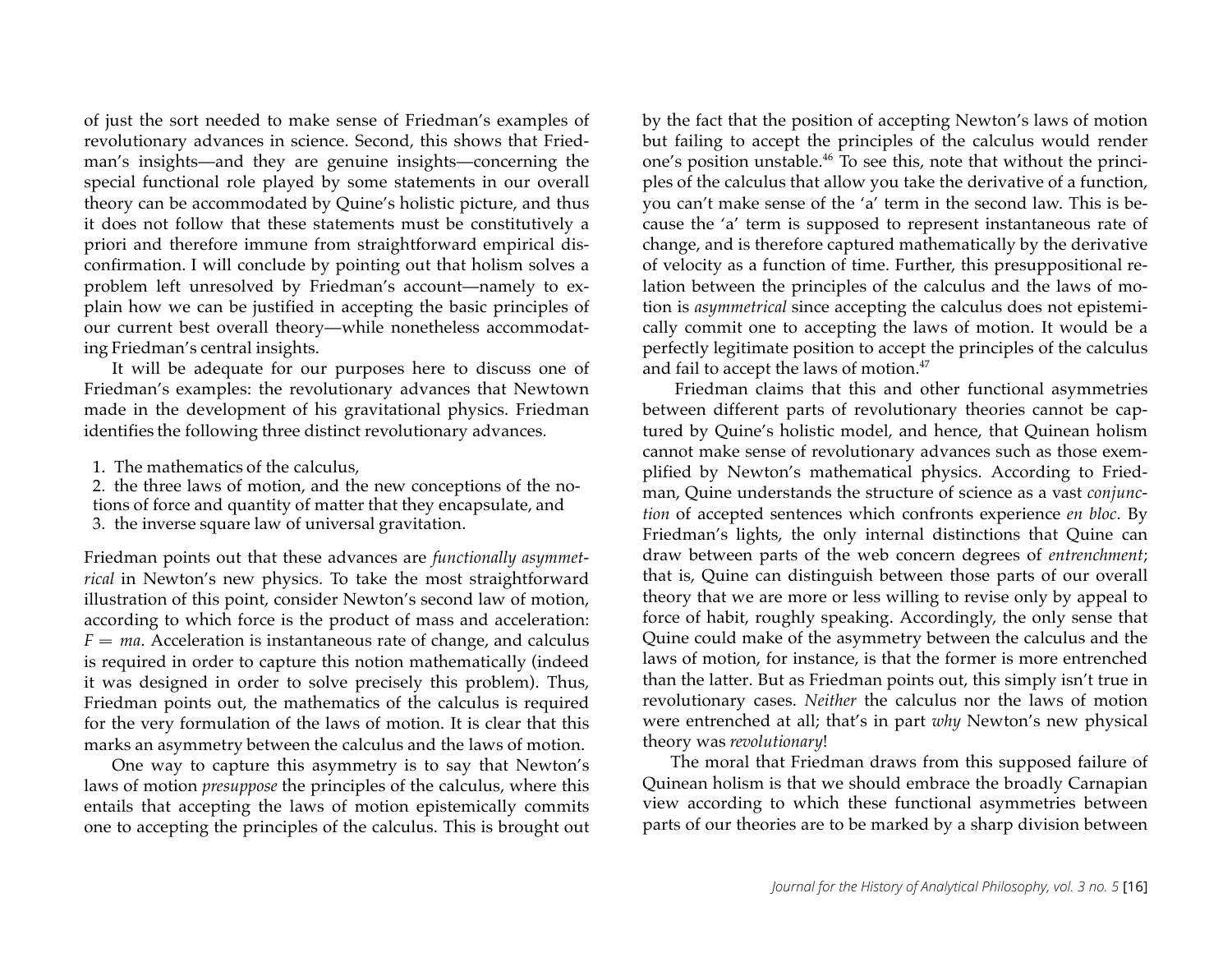of just the sort needed to make sense of Friedman's examples of revolutionary advances in science. Second, this shows that Friedman's insights—and they are genuine insights—concerning the special functional role played by some statements in our overall theory can be accommodated by Quine's holistic picture, and thus it does not follow that these statements must be constitutively a priori and therefore immune from straightforward empirical disconfirmation. I will conclude by pointing out that holism solves a problem left unresolved by Friedman's account—namely to explain how we can be justified in accepting the basic principles of our current best overall theory—while nonetheless accommodating Friedman's central insights.

It will be adequate for our purposes here to discuss one of Friedman's examples: the revolutionary advances that Newtown made in the development of his gravitational physics. Friedman identifies the following three distinct revolutionary advances.

1. The mathematics of the calculus,
2. the three laws of motion, and the new conceptions of the notions of force and quantity of matter that they encapsulate, and
3. the inverse square law of universal gravitation.

Friedman points out that these advances are *functionally asymmetrical* in Newton's new physics. To take the most straightforward illustration of this point, consider Newton's second law of motion, according to which force is the product of mass and acceleration: $F = ma$. Acceleration is instantaneous rate of change, and calculus is required in order to capture this notion mathematically (indeed it was designed in order to solve precisely this problem). Thus, Friedman points out, the mathematics of the calculus is required for the very formulation of the laws of motion. It is clear that this marks an asymmetry between the calculus and the laws of motion.

One way to capture this asymmetry is to say that Newton's laws of motion *presuppose* the principles of the calculus, where this entails that accepting the laws of motion epistemically commits one to accepting the principles of the calculus. This is brought out by the fact that the position of accepting Newton's laws of motion but failing to accept the principles of the calculus would render one's position unstable.[46] To see this, note that without the principles of the calculus that allow you take the derivative of a function, you can't make sense of the 'a' term in the second law. This is because the 'a' term is supposed to represent instantaneous rate of change, and is therefore captured mathematically by the derivative of velocity as a function of time. Further, this presuppositional relation between the principles of the calculus and the laws of motion is *asymmetrical* since accepting the calculus does not epistemically commit one to accepting the laws of motion. It would be a perfectly legitimate position to accept the principles of the calculus and fail to accept the laws of motion.[47]

Friedman claims that this and other functional asymmetries between different parts of revolutionary theories cannot be captured by Quine's holistic model, and hence, that Quinean holism cannot make sense of revolutionary advances such as those exemplified by Newton's mathematical physics. According to Friedman, Quine understands the structure of science as a vast *conjunction* of accepted sentences which confronts experience *en bloc*. By Friedman's lights, the only internal distinctions that Quine can draw between parts of the web concern degrees of *entrenchment*; that is, Quine can distinguish between those parts of our overall theory that we are more or less willing to revise only by appeal to force of habit, roughly speaking. Accordingly, the only sense that Quine could make of the asymmetry between the calculus and the laws of motion, for instance, is that the former is more entrenched than the latter. But as Friedman points out, this simply isn't true in revolutionary cases. *Neither* the calculus nor the laws of motion were entrenched at all; that's in part *why* Newton's new physical theory was *revolutionary*!

The moral that Friedman draws from this supposed failure of Quinean holism is that we should embrace the broadly Carnapian view according to which these functional asymmetries between parts of our theories are to be marked by a sharp division between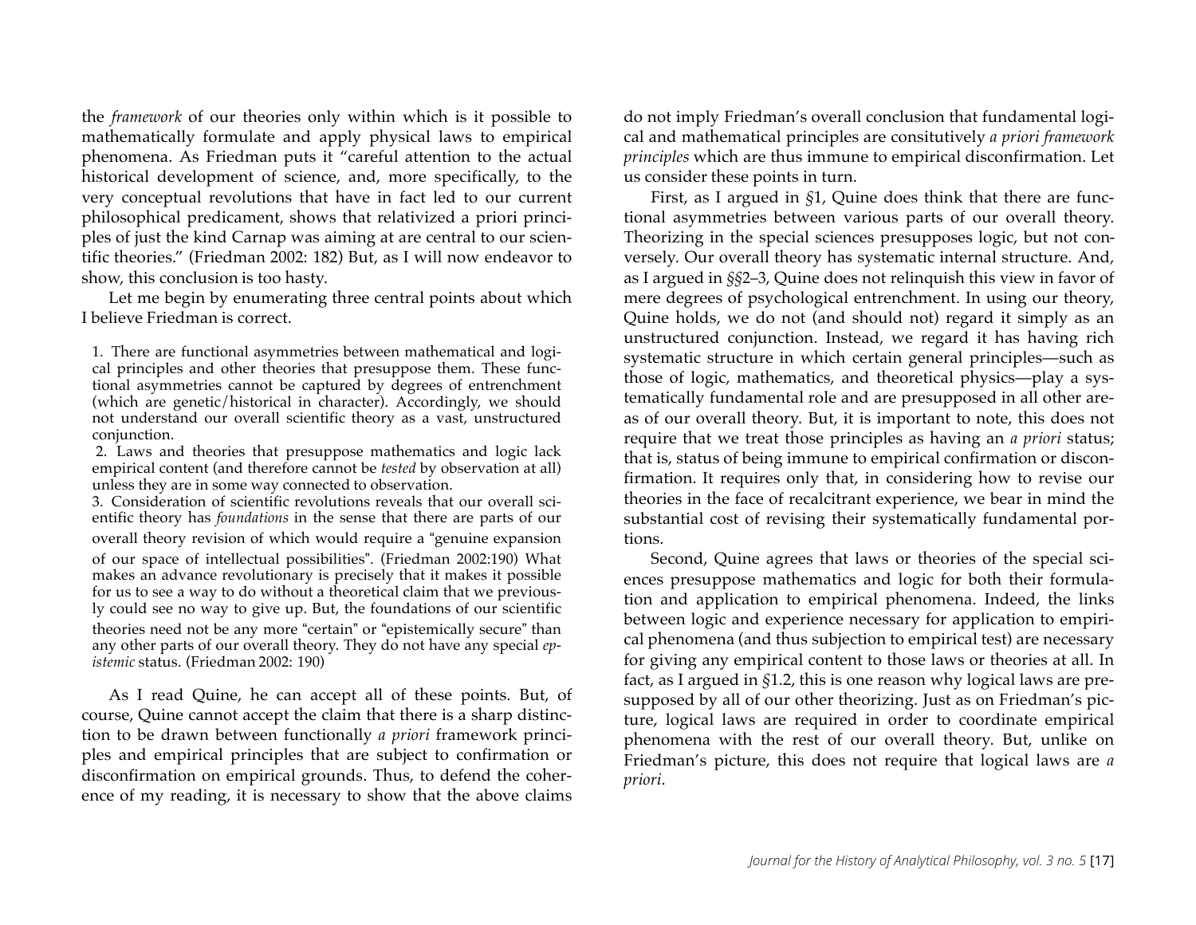the *framework* of our theories only within which is it possible to mathematically formulate and apply physical laws to empirical phenomena. As Friedman puts it "careful attention to the actual historical development of science, and, more specifically, to the very conceptual revolutions that have in fact led to our current philosophical predicament, shows that relativized a priori principles of just the kind Carnap was aiming at are central to our scientific theories." (Friedman 2002: 182) But, as I will now endeavor to show, this conclusion is too hasty.

Let me begin by enumerating three central points about which I believe Friedman is correct.

> 1. There are functional asymmetries between mathematical and logical principles and other theories that presuppose them. These functional asymmetries cannot be captured by degrees of entrenchment (which are genetic/historical in character). Accordingly, we should not understand our overall scientific theory as a vast, unstructured conjunction.
> 2. Laws and theories that presuppose mathematics and logic lack empirical content (and therefore cannot be *tested* by observation at all) unless they are in some way connected to observation.
> 3. Consideration of scientific revolutions reveals that our overall scientific theory has *foundations* in the sense that there are parts of our overall theory revision of which would require a "genuine expansion of our space of intellectual possibilities". (Friedman 2002:190) What makes an advance revolutionary is precisely that it makes it possible for us to see a way to do without a theoretical claim that we previously could see no way to give up. But, the foundations of our scientific theories need not be any more "certain" or "epistemically secure" than any other parts of our overall theory. They do not have any special *epistemic* status. (Friedman 2002: 190)

As I read Quine, he can accept all of these points. But, of course, Quine cannot accept the claim that there is a sharp distinction to be drawn between functionally *a priori* framework principles and empirical principles that are subject to confirmation or disconfirmation on empirical grounds. Thus, to defend the coherence of my reading, it is necessary to show that the above claims do not imply Friedman's overall conclusion that fundamental logical and mathematical principles are consitutively *a priori framework principles* which are thus immune to empirical disconfirmation. Let us consider these points in turn.

First, as I argued in §1, Quine does think that there are functional asymmetries between various parts of our overall theory. Theorizing in the special sciences presupposes logic, but not conversely. Our overall theory has systematic internal structure. And, as I argued in §§2–3, Quine does not relinquish this view in favor of mere degrees of psychological entrenchment. In using our theory, Quine holds, we do not (and should not) regard it simply as an unstructured conjunction. Instead, we regard it has having rich systematic structure in which certain general principles—such as those of logic, mathematics, and theoretical physics—play a systematically fundamental role and are presupposed in all other areas of our overall theory. But, it is important to note, this does not require that we treat those principles as having an *a priori* status; that is, status of being immune to empirical confirmation or disconfirmation. It requires only that, in considering how to revise our theories in the face of recalcitrant experience, we bear in mind the substantial cost of revising their systematically fundamental portions.

Second, Quine agrees that laws or theories of the special sciences presuppose mathematics and logic for both their formulation and application to empirical phenomena. Indeed, the links between logic and experience necessary for application to empirical phenomena (and thus subjection to empirical test) are necessary for giving any empirical content to those laws or theories at all. In fact, as I argued in §1.2, this is one reason why logical laws are presupposed by all of our other theorizing. Just as on Friedman's picture, logical laws are required in order to coordinate empirical phenomena with the rest of our overall theory. But, unlike on Friedman's picture, this does not require that logical laws are *a priori*.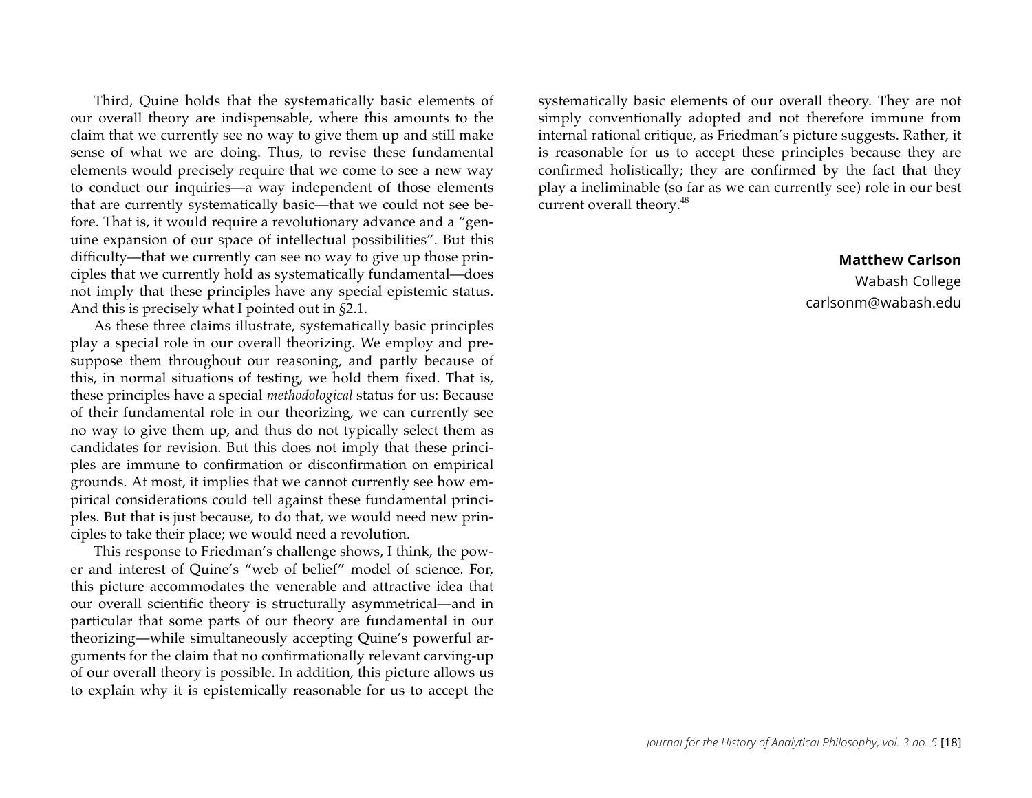Third, Quine holds that the systematically basic elements of our overall theory are indispensable, where this amounts to the claim that we currently see no way to give them up and still make sense of what we are doing. Thus, to revise these fundamental elements would precisely require that we come to see a new way to conduct our inquiries—a way independent of those elements that are currently systematically basic—that we could not see before. That is, it would require a revolutionary advance and a "genuine expansion of our space of intellectual possibilities". But this difficulty—that we currently can see no way to give up those principles that we currently hold as systematically fundamental—does not imply that these principles have any special epistemic status. And this is precisely what I pointed out in §2.1.

As these three claims illustrate, systematically basic principles play a special role in our overall theorizing. We employ and presuppose them throughout our reasoning, and partly because of this, in normal situations of testing, we hold them fixed. That is, these principles have a special *methodological* status for us: Because of their fundamental role in our theorizing, we can currently see no way to give them up, and thus do not typically select them as candidates for revision. But this does not imply that these principles are immune to confirmation or disconfirmation on empirical grounds. At most, it implies that we cannot currently see how empirical considerations could tell against these fundamental principles. But that is just because, to do that, we would need new principles to take their place; we would need a revolution.

This response to Friedman's challenge shows, I think, the power and interest of Quine's "web of belief" model of science. For, this picture accommodates the venerable and attractive idea that our overall scientific theory is structurally asymmetrical—and in particular that some parts of our theory are fundamental in our theorizing—while simultaneously accepting Quine's powerful arguments for the claim that no confirmationally relevant carving-up of our overall theory is possible. In addition, this picture allows us to explain why it is epistemically reasonable for us to accept the systematically basic elements of our overall theory. They are not simply conventionally adopted and not therefore immune from internal rational critique, as Friedman's picture suggests. Rather, it is reasonable for us to accept these principles because they are confirmed holistically; they are confirmed by the fact that they play a ineliminable (so far as we can currently see) role in our best current overall theory.[48]

**Matthew Carlson**
Wabash College
carlsonm@wabash.edu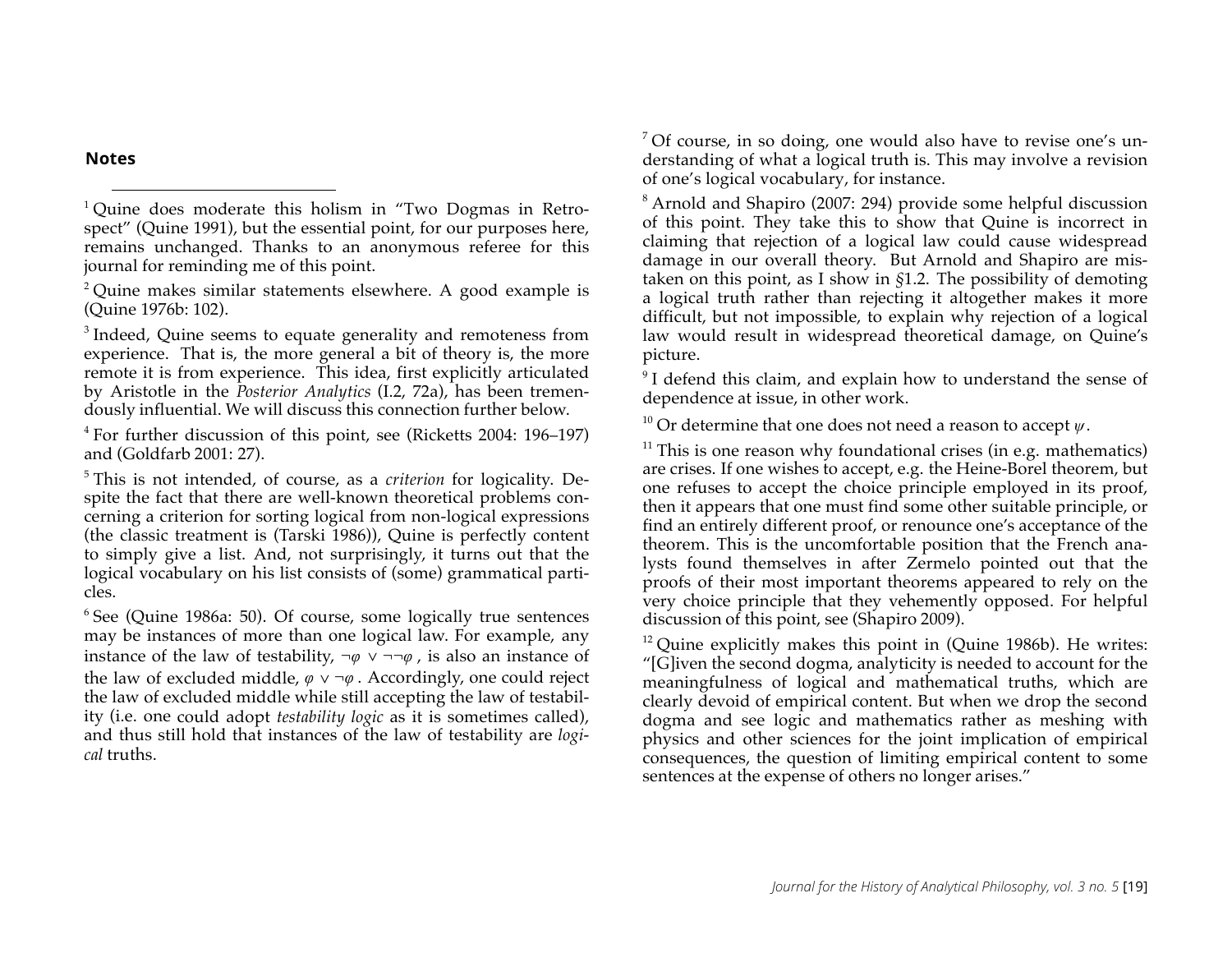### Notes

[1] Quine does moderate this holism in "Two Dogmas in Retrospect" (Quine 1991), but the essential point, for our purposes here, remains unchanged. Thanks to an anonymous referee for this journal for reminding me of this point.

[2] Quine makes similar statements elsewhere. A good example is (Quine 1976b: 102).

[3] Indeed, Quine seems to equate generality and remoteness from experience. That is, the more general a bit of theory is, the more remote it is from experience. This idea, first explicitly articulated by Aristotle in the *Posterior Analytics* (I.2, 72a), has been tremendously influential. We will discuss this connection further below.

[4] For further discussion of this point, see (Ricketts 2004: 196–197) and (Goldfarb 2001: 27).

[5] This is not intended, of course, as a *criterion* for logicality. Despite the fact that there are well-known theoretical problems concerning a criterion for sorting logical from non-logical expressions (the classic treatment is (Tarski 1986)), Quine is perfectly content to simply give a list. And, not surprisingly, it turns out that the logical vocabulary on his list consists of (some) grammatical particles.

[6] See (Quine 1986a: 50). Of course, some logically true sentences may be instances of more than one logical law. For example, any instance of the law of testability, $\neg\varphi \vee \neg\neg\varphi$, is also an instance of the law of excluded middle, $\varphi \vee \neg\varphi$. Accordingly, one could reject the law of excluded middle while still accepting the law of testability (i.e. one could adopt *testability logic* as it is sometimes called), and thus still hold that instances of the law of testability are *logical* truths.

[7] Of course, in so doing, one would also have to revise one's understanding of what a logical truth is. This may involve a revision of one's logical vocabulary, for instance.

[8] Arnold and Shapiro (2007: 294) provide some helpful discussion of this point. They take this to show that Quine is incorrect in claiming that rejection of a logical law could cause widespread damage in our overall theory. But Arnold and Shapiro are mistaken on this point, as I show in §1.2. The possibility of demoting a logical truth rather than rejecting it altogether makes it more difficult, but not impossible, to explain why rejection of a logical law would result in widespread theoretical damage, on Quine's picture.

[9] I defend this claim, and explain how to understand the sense of dependence at issue, in other work.

[10] Or determine that one does not need a reason to accept $\psi$.

[11] This is one reason why foundational crises (in e.g. mathematics) are crises. If one wishes to accept, e.g. the Heine-Borel theorem, but one refuses to accept the choice principle employed in its proof, then it appears that one must find some other suitable principle, or find an entirely different proof, or renounce one's acceptance of the theorem. This is the uncomfortable position that the French analysts found themselves in after Zermelo pointed out that the proofs of their most important theorems appeared to rely on the very choice principle that they vehemently opposed. For helpful discussion of this point, see (Shapiro 2009).

[12] Quine explicitly makes this point in (Quine 1986b). He writes: "[G]iven the second dogma, analyticity is needed to account for the meaningfulness of logical and mathematical truths, which are clearly devoid of empirical content. But when we drop the second dogma and see logic and mathematics rather as meshing with physics and other sciences for the joint implication of empirical consequences, the question of limiting empirical content to some sentences at the expense of others no longer arises."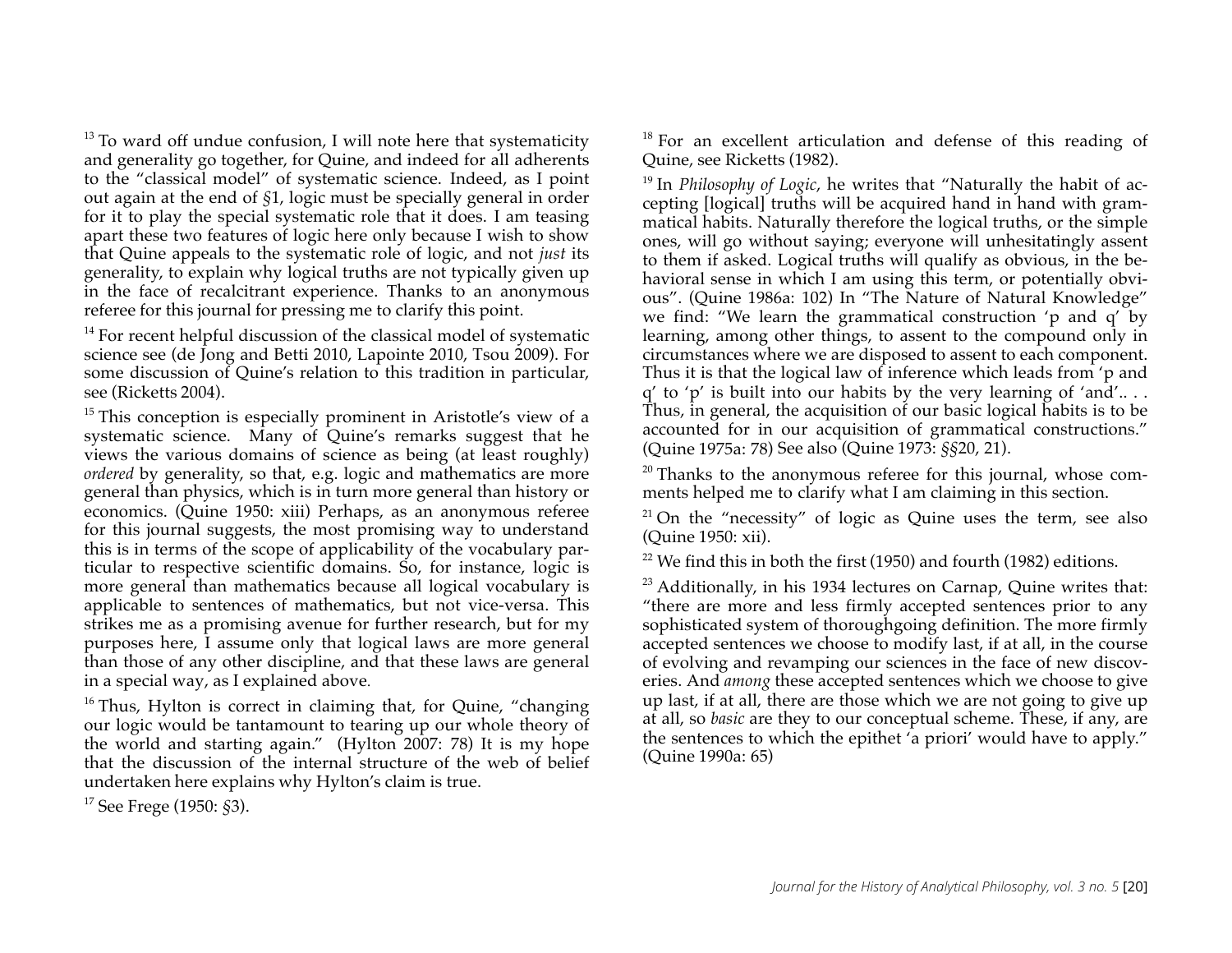[13] To ward off undue confusion, I will note here that systematicity and generality go together, for Quine, and indeed for all adherents to the "classical model" of systematic science. Indeed, as I point out again at the end of §1, logic must be specially general in order for it to play the special systematic role that it does. I am teasing apart these two features of logic here only because I wish to show that Quine appeals to the systematic role of logic, and not *just* its generality, to explain why logical truths are not typically given up in the face of recalcitrant experience. Thanks to an anonymous referee for this journal for pressing me to clarify this point.

[14] For recent helpful discussion of the classical model of systematic science see (de Jong and Betti 2010, Lapointe 2010, Tsou 2009). For some discussion of Quine's relation to this tradition in particular, see (Ricketts 2004).

[15] This conception is especially prominent in Aristotle's view of a systematic science. Many of Quine's remarks suggest that he views the various domains of science as being (at least roughly) *ordered* by generality, so that, e.g. logic and mathematics are more general than physics, which is in turn more general than history or economics. (Quine 1950: xiii) Perhaps, as an anonymous referee for this journal suggests, the most promising way to understand this is in terms of the scope of applicability of the vocabulary particular to respective scientific domains. So, for instance, logic is more general than mathematics because all logical vocabulary is applicable to sentences of mathematics, but not vice-versa. This strikes me as a promising avenue for further research, but for my purposes here, I assume only that logical laws are more general than those of any other discipline, and that these laws are general in a special way, as I explained above.

[16] Thus, Hylton is correct in claiming that, for Quine, "changing our logic would be tantamount to tearing up our whole theory of the world and starting again." (Hylton 2007: 78) It is my hope that the discussion of the internal structure of the web of belief undertaken here explains why Hylton's claim is true.

[17] See Frege (1950: §3).

[18] For an excellent articulation and defense of this reading of Quine, see Ricketts (1982).

[19] In *Philosophy of Logic*, he writes that "Naturally the habit of accepting [logical] truths will be acquired hand in hand with grammatical habits. Naturally therefore the logical truths, or the simple ones, will go without saying; everyone will unhesitatingly assent to them if asked. Logical truths will qualify as obvious, in the behavioral sense in which I am using this term, or potentially obvious". (Quine 1986a: 102) In "The Nature of Natural Knowledge" we find: "We learn the grammatical construction 'p and q' by learning, among other things, to assent to the compound only in circumstances where we are disposed to assent to each component. Thus it is that the logical law of inference which leads from 'p and q' to 'p' is built into our habits by the very learning of 'and'.. . . Thus, in general, the acquisition of our basic logical habits is to be accounted for in our acquisition of grammatical constructions." (Quine 1975a: 78) See also (Quine 1973: §§20, 21).

[20] Thanks to the anonymous referee for this journal, whose comments helped me to clarify what I am claiming in this section.

[21] On the "necessity" of logic as Quine uses the term, see also (Quine 1950: xii).

[22] We find this in both the first (1950) and fourth (1982) editions.

[23] Additionally, in his 1934 lectures on Carnap, Quine writes that: "there are more and less firmly accepted sentences prior to any sophisticated system of thoroughgoing definition. The more firmly accepted sentences we choose to modify last, if at all, in the course of evolving and revamping our sciences in the face of new discoveries. And *among* these accepted sentences which we choose to give up last, if at all, there are those which we are not going to give up at all, so *basic* are they to our conceptual scheme. These, if any, are the sentences to which the epithet 'a priori' would have to apply." (Quine 1990a: 65)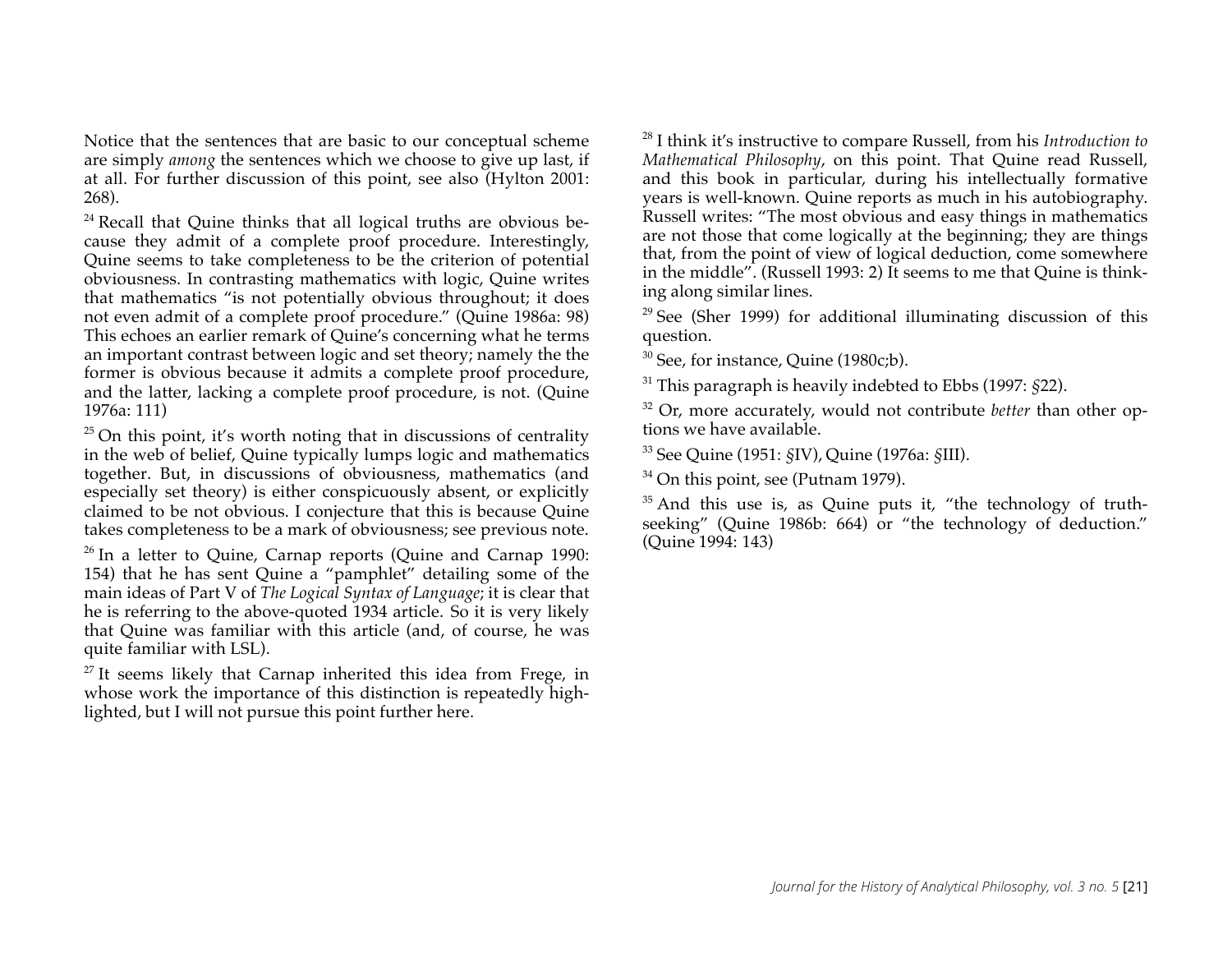Notice that the sentences that are basic to our conceptual scheme are simply *among* the sentences which we choose to give up last, if at all. For further discussion of this point, see also (Hylton 2001: 268).

[24] Recall that Quine thinks that all logical truths are obvious because they admit of a complete proof procedure. Interestingly, Quine seems to take completeness to be the criterion of potential obviousness. In contrasting mathematics with logic, Quine writes that mathematics "is not potentially obvious throughout; it does not even admit of a complete proof procedure." (Quine 1986a: 98) This echoes an earlier remark of Quine's concerning what he terms an important contrast between logic and set theory; namely the the former is obvious because it admits a complete proof procedure, and the latter, lacking a complete proof procedure, is not. (Quine 1976a: 111)

[25] On this point, it's worth noting that in discussions of centrality in the web of belief, Quine typically lumps logic and mathematics together. But, in discussions of obviousness, mathematics (and especially set theory) is either conspicuously absent, or explicitly claimed to be not obvious. I conjecture that this is because Quine takes completeness to be a mark of obviousness; see previous note.

[26] In a letter to Quine, Carnap reports (Quine and Carnap 1990: 154) that he has sent Quine a "pamphlet" detailing some of the main ideas of Part V of *The Logical Syntax of Language*; it is clear that he is referring to the above-quoted 1934 article. So it is very likely that Quine was familiar with this article (and, of course, he was quite familiar with LSL).

[27] It seems likely that Carnap inherited this idea from Frege, in whose work the importance of this distinction is repeatedly highlighted, but I will not pursue this point further here.

[28] I think it's instructive to compare Russell, from his *Introduction to Mathematical Philosophy*, on this point. That Quine read Russell, and this book in particular, during his intellectually formative years is well-known. Quine reports as much in his autobiography. Russell writes: "The most obvious and easy things in mathematics are not those that come logically at the beginning; they are things that, from the point of view of logical deduction, come somewhere in the middle". (Russell 1993: 2) It seems to me that Quine is thinking along similar lines.

[29] See (Sher 1999) for additional illuminating discussion of this question.

[30] See, for instance, Quine (1980c;b).

[31] This paragraph is heavily indebted to Ebbs (1997: §22).

[32] Or, more accurately, would not contribute *better* than other options we have available.

[33] See Quine (1951: §IV), Quine (1976a: §III).

[34] On this point, see (Putnam 1979).

[35] And this use is, as Quine puts it, "the technology of truth-seeking" (Quine 1986b: 664) or "the technology of deduction." (Quine 1994: 143)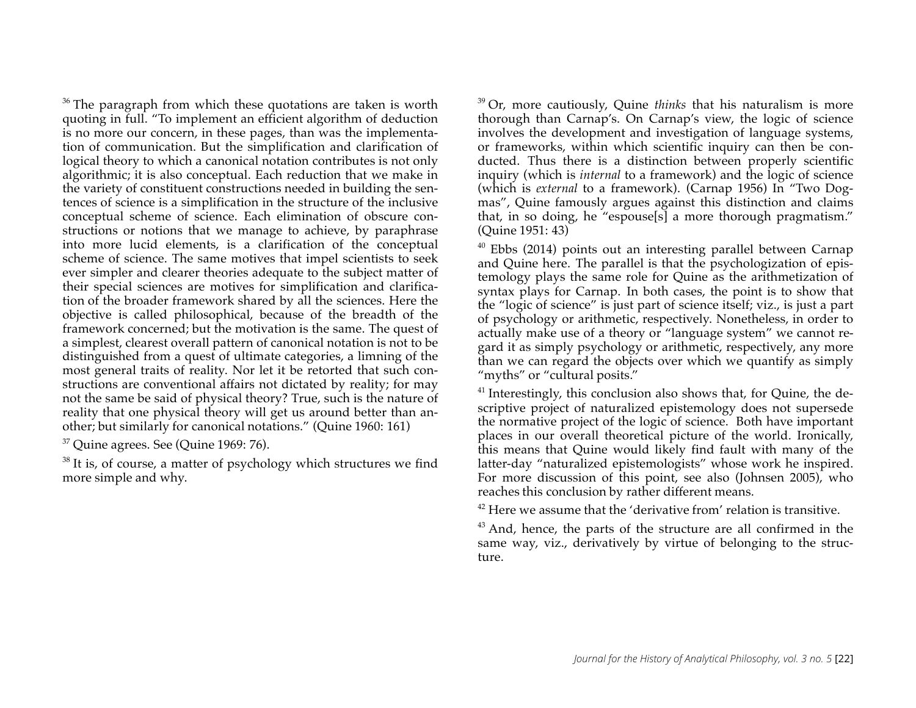[36] The paragraph from which these quotations are taken is worth quoting in full. "To implement an efficient algorithm of deduction is no more our concern, in these pages, than was the implementation of communication. But the simplification and clarification of logical theory to which a canonical notation contributes is not only algorithmic; it is also conceptual. Each reduction that we make in the variety of constituent constructions needed in building the sentences of science is a simplification in the structure of the inclusive conceptual scheme of science. Each elimination of obscure constructions or notions that we manage to achieve, by paraphrase into more lucid elements, is a clarification of the conceptual scheme of science. The same motives that impel scientists to seek ever simpler and clearer theories adequate to the subject matter of their special sciences are motives for simplification and clarification of the broader framework shared by all the sciences. Here the objective is called philosophical, because of the breadth of the framework concerned; but the motivation is the same. The quest of a simplest, clearest overall pattern of canonical notation is not to be distinguished from a quest of ultimate categories, a limning of the most general traits of reality. Nor let it be retorted that such constructions are conventional affairs not dictated by reality; for may not the same be said of physical theory? True, such is the nature of reality that one physical theory will get us around better than another; but similarly for canonical notations." (Quine 1960: 161)

[37] Quine agrees. See (Quine 1969: 76).

[38] It is, of course, a matter of psychology which structures we find more simple and why.

[39] Or, more cautiously, Quine *thinks* that his naturalism is more thorough than Carnap's. On Carnap's view, the logic of science involves the development and investigation of language systems, or frameworks, within which scientific inquiry can then be conducted. Thus there is a distinction between properly scientific inquiry (which is *internal* to a framework) and the logic of science (which is *external* to a framework). (Carnap 1956) In "Two Dogmas", Quine famously argues against this distinction and claims that, in so doing, he "espouse[s] a more thorough pragmatism." (Quine 1951: 43)

[40] Ebbs (2014) points out an interesting parallel between Carnap and Quine here. The parallel is that the psychologization of epistemology plays the same role for Quine as the arithmetization of syntax plays for Carnap. In both cases, the point is to show that the "logic of science" is just part of science itself; viz., is just a part of psychology or arithmetic, respectively. Nonetheless, in order to actually make use of a theory or "language system" we cannot regard it as simply psychology or arithmetic, respectively, any more than we can regard the objects over which we quantify as simply "myths" or "cultural posits."

[41] Interestingly, this conclusion also shows that, for Quine, the descriptive project of naturalized epistemology does not supersede the normative project of the logic of science. Both have important places in our overall theoretical picture of the world. Ironically, this means that Quine would likely find fault with many of the latter-day "naturalized epistemologists" whose work he inspired. For more discussion of this point, see also (Johnsen 2005), who reaches this conclusion by rather different means.

[42] Here we assume that the 'derivative from' relation is transitive.

[43] And, hence, the parts of the structure are all confirmed in the same way, viz., derivatively by virtue of belonging to the structure.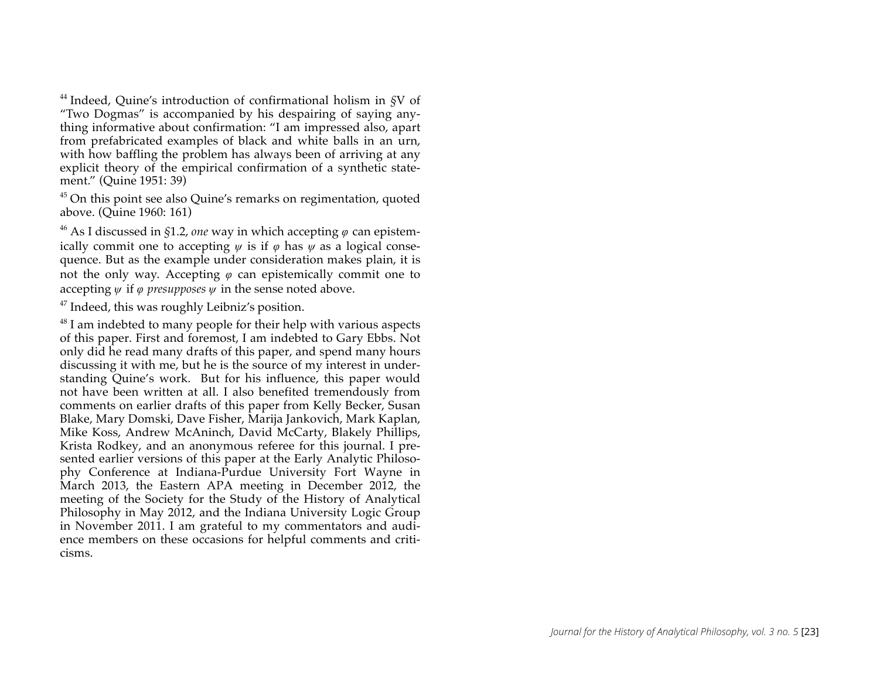[44] Indeed, Quine's introduction of confirmational holism in §V of "Two Dogmas" is accompanied by his despairing of saying anything informative about confirmation: "I am impressed also, apart from prefabricated examples of black and white balls in an urn, with how baffling the problem has always been of arriving at any explicit theory of the empirical confirmation of a synthetic statement." (Quine 1951: 39)

[45] On this point see also Quine's remarks on regimentation, quoted above. (Quine 1960: 161)

[46] As I discussed in §1.2, *one* way in which accepting $\varphi$ can epistemically commit one to accepting $\psi$ is if $\varphi$ has $\psi$ as a logical consequence. But as the example under consideration makes plain, it is not the only way. Accepting $\varphi$ can epistemically commit one to accepting $\psi$ if $\varphi$ *presupposes* $\psi$ in the sense noted above.

[47] Indeed, this was roughly Leibniz's position.

[48] I am indebted to many people for their help with various aspects of this paper. First and foremost, I am indebted to Gary Ebbs. Not only did he read many drafts of this paper, and spend many hours discussing it with me, but he is the source of my interest in understanding Quine's work. But for his influence, this paper would not have been written at all. I also benefited tremendously from comments on earlier drafts of this paper from Kelly Becker, Susan Blake, Mary Domski, Dave Fisher, Marija Jankovich, Mark Kaplan, Mike Koss, Andrew McAninch, David McCarty, Blakely Phillips, Krista Rodkey, and an anonymous referee for this journal. I presented earlier versions of this paper at the Early Analytic Philosophy Conference at Indiana-Purdue University Fort Wayne in March 2013, the Eastern APA meeting in December 2012, the meeting of the Society for the Study of the History of Analytical Philosophy in May 2012, and the Indiana University Logic Group in November 2011. I am grateful to my commentators and audience members on these occasions for helpful comments and criticisms.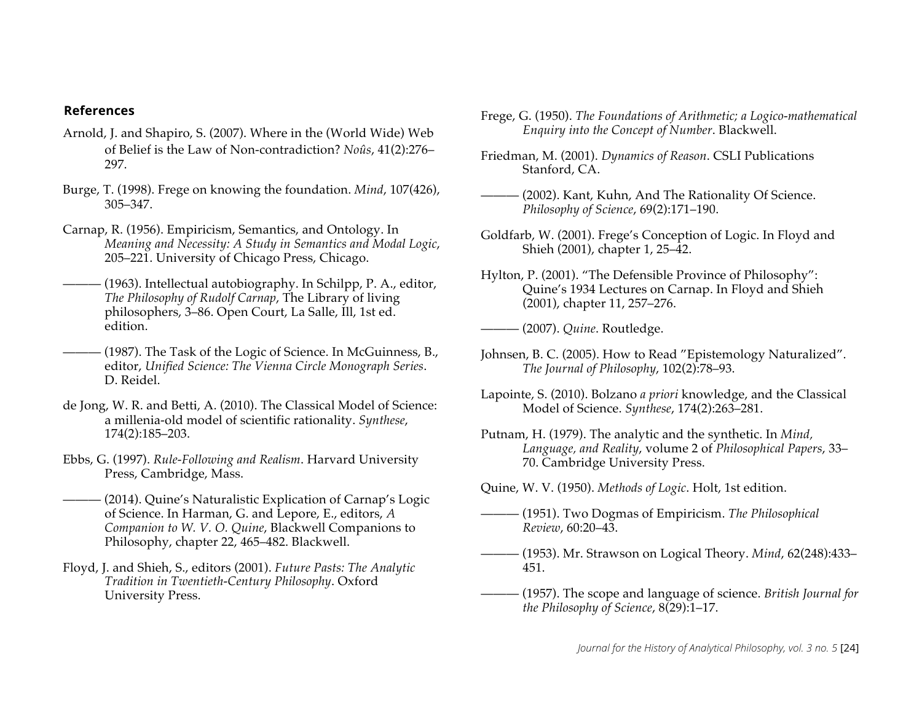## References

Arnold, J. and Shapiro, S. (2007). Where in the (World Wide) Web of Belief is the Law of Non-contradiction? *Noûs*, 41(2):276–297.

Burge, T. (1998). Frege on knowing the foundation. *Mind*, 107(426), 305–347.

Carnap, R. (1956). Empiricism, Semantics, and Ontology. In *Meaning and Necessity: A Study in Semantics and Modal Logic*, 205–221. University of Chicago Press, Chicago.

——— (1963). Intellectual autobiography. In Schilpp, P. A., editor, *The Philosophy of Rudolf Carnap*, The Library of living philosophers, 3–86. Open Court, La Salle, Ill, 1st ed. edition.

——— (1987). The Task of the Logic of Science. In McGuinness, B., editor, *Unified Science: The Vienna Circle Monograph Series*. D. Reidel.

de Jong, W. R. and Betti, A. (2010). The Classical Model of Science: a millenia-old model of scientific rationality. *Synthese*, 174(2):185–203.

Ebbs, G. (1997). *Rule-Following and Realism*. Harvard University Press, Cambridge, Mass.

——— (2014). Quine's Naturalistic Explication of Carnap's Logic of Science. In Harman, G. and Lepore, E., editors, *A Companion to W. V. O. Quine*, Blackwell Companions to Philosophy, chapter 22, 465–482. Blackwell.

Floyd, J. and Shieh, S., editors (2001). *Future Pasts: The Analytic Tradition in Twentieth-Century Philosophy*. Oxford University Press.

Frege, G. (1950). *The Foundations of Arithmetic; a Logico-mathematical Enquiry into the Concept of Number*. Blackwell.

Friedman, M. (2001). *Dynamics of Reason*. CSLI Publications Stanford, CA.

——— (2002). Kant, Kuhn, And The Rationality Of Science. *Philosophy of Science*, 69(2):171–190.

Goldfarb, W. (2001). Frege's Conception of Logic. In Floyd and Shieh (2001), chapter 1, 25–42.

Hylton, P. (2001). "The Defensible Province of Philosophy": Quine's 1934 Lectures on Carnap. In Floyd and Shieh (2001), chapter 11, 257–276.

——— (2007). *Quine*. Routledge.

Johnsen, B. C. (2005). How to Read "Epistemology Naturalized". *The Journal of Philosophy*, 102(2):78–93.

Lapointe, S. (2010). Bolzano *a priori* knowledge, and the Classical Model of Science. *Synthese*, 174(2):263–281.

Putnam, H. (1979). The analytic and the synthetic. In *Mind, Language, and Reality*, volume 2 of *Philosophical Papers*, 33–70. Cambridge University Press.

Quine, W. V. (1950). *Methods of Logic*. Holt, 1st edition.

——— (1951). Two Dogmas of Empiricism. *The Philosophical Review*, 60:20–43.

——— (1953). Mr. Strawson on Logical Theory. *Mind*, 62(248):433–451.

——— (1957). The scope and language of science. *British Journal for the Philosophy of Science*, 8(29):1–17.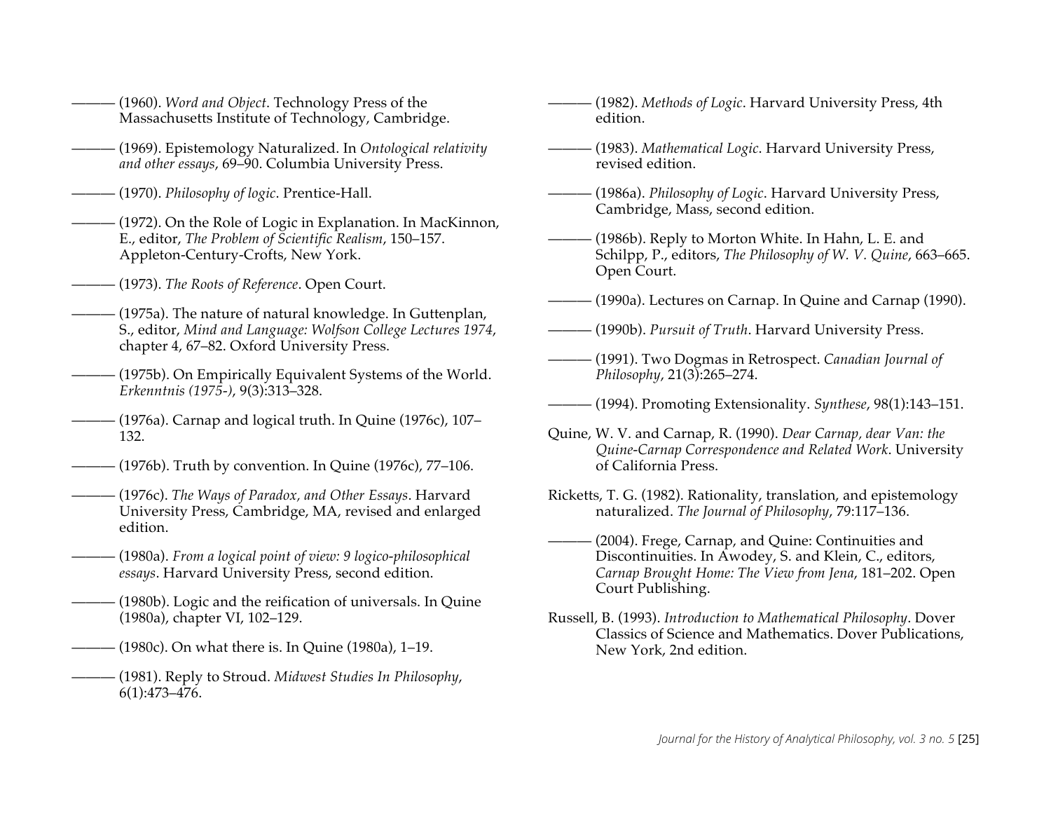——— (1960). *Word and Object*. Technology Press of the Massachusetts Institute of Technology, Cambridge.

——— (1969). Epistemology Naturalized. In *Ontological relativity and other essays*, 69–90. Columbia University Press.

——— (1970). *Philosophy of logic*. Prentice-Hall.

——— (1972). On the Role of Logic in Explanation. In MacKinnon, E., editor, *The Problem of Scientific Realism*, 150–157. Appleton-Century-Crofts, New York.

——— (1973). *The Roots of Reference*. Open Court.

——— (1975a). The nature of natural knowledge. In Guttenplan, S., editor, *Mind and Language: Wolfson College Lectures 1974*, chapter 4, 67–82. Oxford University Press.

——— (1975b). On Empirically Equivalent Systems of the World. *Erkenntnis (1975-)*, 9(3):313–328.

——— (1976a). Carnap and logical truth. In Quine (1976c), 107–132.

——— (1976b). Truth by convention. In Quine (1976c), 77–106.

——— (1976c). *The Ways of Paradox, and Other Essays*. Harvard University Press, Cambridge, MA, revised and enlarged edition.

——— (1980a). *From a logical point of view: 9 logico-philosophical essays*. Harvard University Press, second edition.

——— (1980b). Logic and the reification of universals. In Quine (1980a), chapter VI, 102–129.

——— (1980c). On what there is. In Quine (1980a), 1–19.

——— (1981). Reply to Stroud. *Midwest Studies In Philosophy*, 6(1):473–476.

——— (1982). *Methods of Logic*. Harvard University Press, 4th edition.

——— (1983). *Mathematical Logic*. Harvard University Press, revised edition.

——— (1986a). *Philosophy of Logic*. Harvard University Press, Cambridge, Mass, second edition.

——— (1986b). Reply to Morton White. In Hahn, L. E. and Schilpp, P., editors, *The Philosophy of W. V. Quine*, 663–665. Open Court.

——— (1990a). Lectures on Carnap. In Quine and Carnap (1990).

——— (1990b). *Pursuit of Truth*. Harvard University Press.

——— (1991). Two Dogmas in Retrospect. *Canadian Journal of Philosophy*, 21(3):265–274.

——— (1994). Promoting Extensionality. *Synthese*, 98(1):143–151.

Quine, W. V. and Carnap, R. (1990). *Dear Carnap, dear Van: the Quine-Carnap Correspondence and Related Work*. University of California Press.

Ricketts, T. G. (1982). Rationality, translation, and epistemology naturalized. *The Journal of Philosophy*, 79:117–136.

——— (2004). Frege, Carnap, and Quine: Continuities and Discontinuities. In Awodey, S. and Klein, C., editors, *Carnap Brought Home: The View from Jena*, 181–202. Open Court Publishing.

Russell, B. (1993). *Introduction to Mathematical Philosophy*. Dover Classics of Science and Mathematics. Dover Publications, New York, 2nd edition.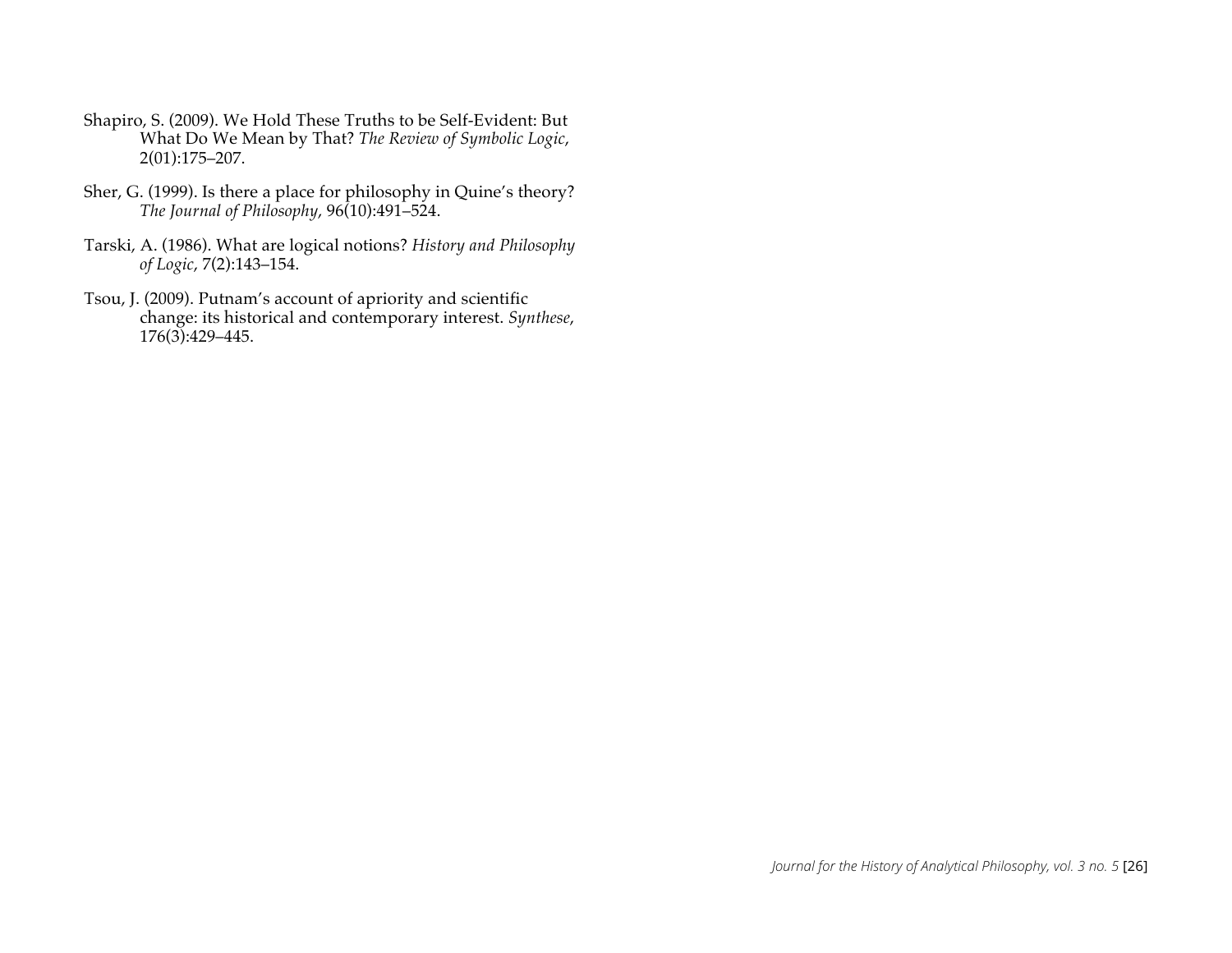Shapiro, S. (2009). We Hold These Truths to be Self-Evident: But What Do We Mean by That? *The Review of Symbolic Logic*, 2(01):175–207.

Sher, G. (1999). Is there a place for philosophy in Quine's theory? *The Journal of Philosophy*, 96(10):491–524.

Tarski, A. (1986). What are logical notions? *History and Philosophy of Logic*, 7(2):143–154.

Tsou, J. (2009). Putnam's account of apriority and scientific change: its historical and contemporary interest. *Synthese*, 176(3):429–445.